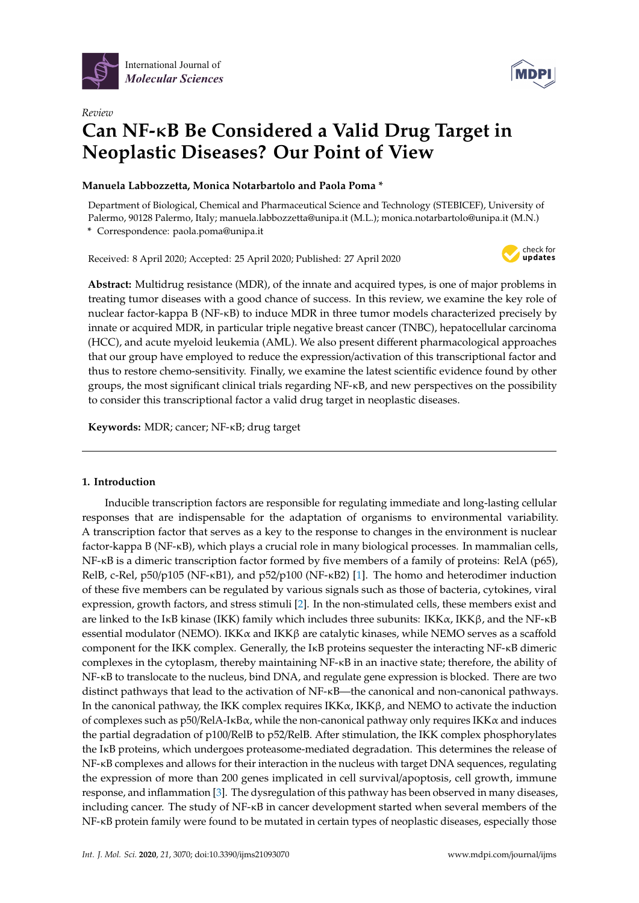*Review*

# Can NF-κB Be Considered a Valid Drug Target in Neoplastic Diseases? Our Point of View

**Manuela Labbozzetta, Monica Notarbartolo and Paola Poma \***

Department of Biological, Chemical and Pharmaceutical Science and Technology (STEBICEF), University of Palermo, 90128 Palermo, Italy; manuela.labbozzetta@unipa.it (M.L.); monica.notarbartolo@unipa.it (M.N.)

\* Correspondence: paola.poma@unipa.it

Received: 8 April 2020; Accepted: 25 April 2020; Published: 27 April 2020

**Abstract:** Multidrug resistance (MDR), of the innate and acquired types, is one of major problems in treating tumor diseases with a good chance of success. In this review, we examine the key role of nuclear factor-kappa B (NF-κB) to induce MDR in three tumor models characterized precisely by innate or acquired MDR, in particular triple negative breast cancer (TNBC), hepatocellular carcinoma (HCC), and acute myeloid leukemia (AML). We also present different pharmacological approaches that our group have employed to reduce the expression/activation of this transcriptional factor and thus to restore chemo-sensitivity. Finally, we examine the latest scientific evidence found by other groups, the most significant clinical trials regarding NF-κB, and new perspectives on the possibility to consider this transcriptional factor a valid drug target in neoplastic diseases.

**Keywords:** MDR; cancer; NF-κB; drug target

## 1. Introduction

Inducible transcription factors are responsible for regulating immediate and long-lasting cellular responses that are indispensable for the adaptation of organisms to environmental variability. A transcription factor that serves as a key to the response to changes in the environment is nuclear factor-kappa B (NF-κB), which plays a crucial role in many biological processes. In mammalian cells, NF-κB is a dimeric transcription factor formed by five members of a family of proteins: RelA (p65), RelB, c-Rel, p50/p105 (NF-κB1), and p52/p100 (NF-κB2) [1]. The homo and heterodimer induction of these five members can be regulated by various signals such as those of bacteria, cytokines, viral expression, growth factors, and stress stimuli [2]. In the non-stimulated cells, these members exist and are linked to the IκB kinase (IKK) family which includes three subunits: IKKα, IKKβ, and the NF-κB essential modulator (NEMO). IKKα and IKKβ are catalytic kinases, while NEMO serves as a scaffold component for the IKK complex. Generally, the IκB proteins sequester the interacting NF-κB dimeric complexes in the cytoplasm, thereby maintaining NF-κB in an inactive state; therefore, the ability of NF-κB to translocate to the nucleus, bind DNA, and regulate gene expression is blocked. There are two distinct pathways that lead to the activation of NF-κB—the canonical and non-canonical pathways. In the canonical pathway, the IKK complex requires IKKα, IKKβ, and NEMO to activate the induction of complexes such as p50/RelA-IκBα, while the non-canonical pathway only requires IKKα and induces the partial degradation of p100/RelB to p52/RelB. After stimulation, the IKK complex phosphorylates the IκB proteins, which undergoes proteasome-mediated degradation. This determines the release of NF-κB complexes and allows for their interaction in the nucleus with target DNA sequences, regulating the expression of more than 200 genes implicated in cell survival/apoptosis, cell growth, immune response, and inflammation [3]. The dysregulation of this pathway has been observed in many diseases, including cancer. The study of NF-κB in cancer development started when several members of the NF-κB protein family were found to be mutated in certain types of neoplastic diseases, especially those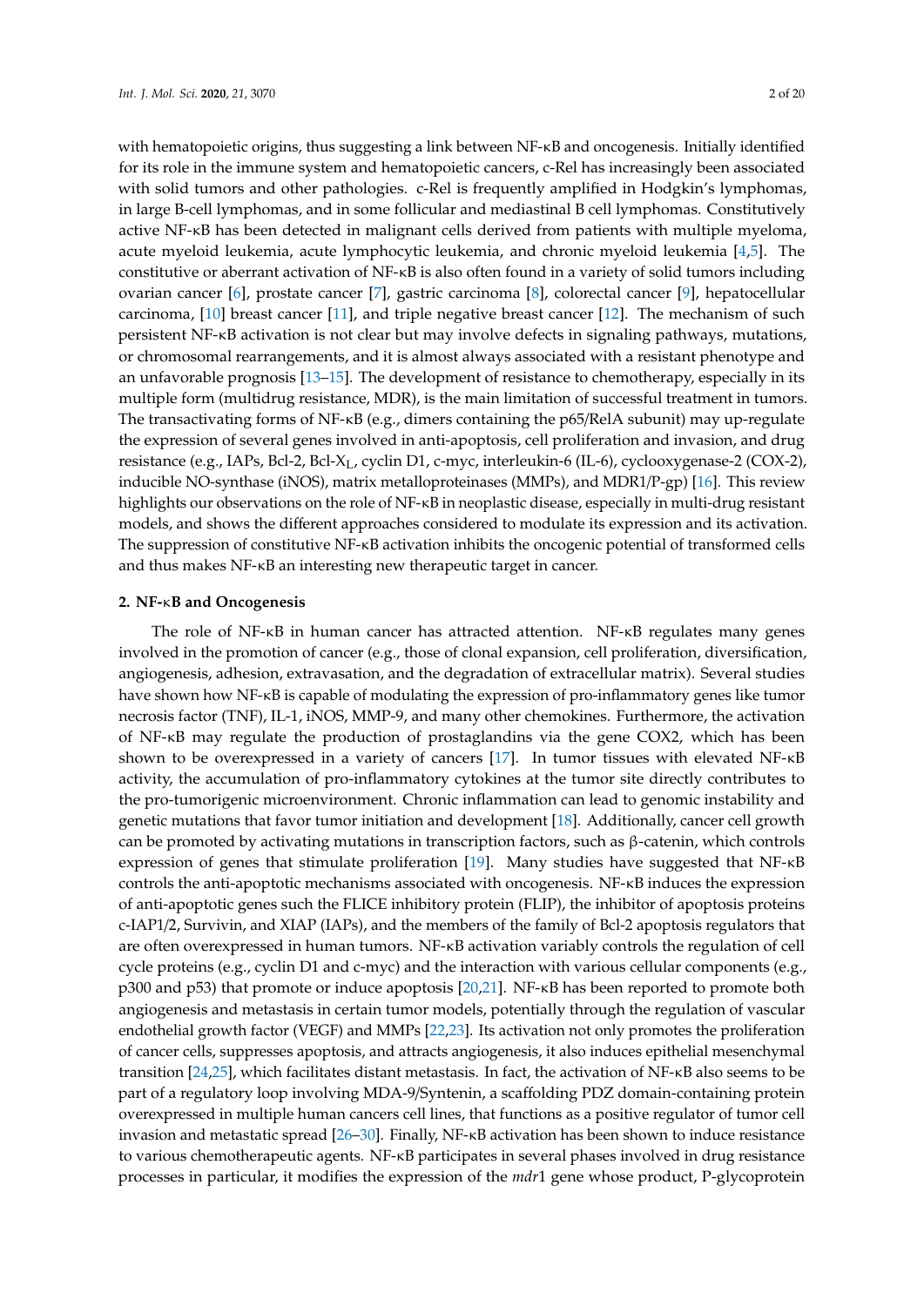with hematopoietic origins, thus suggesting a link between NF-κB and oncogenesis. Initially identified for its role in the immune system and hematopoietic cancers, c-Rel has increasingly been associated with solid tumors and other pathologies. c-Rel is frequently amplified in Hodgkin's lymphomas, in large B-cell lymphomas, and in some follicular and mediastinal B cell lymphomas. Constitutively active NF-κB has been detected in malignant cells derived from patients with multiple myeloma, acute myeloid leukemia, acute lymphocytic leukemia, and chronic myeloid leukemia [4,5]. The constitutive or aberrant activation of NF-κB is also often found in a variety of solid tumors including ovarian cancer [6], prostate cancer [7], gastric carcinoma [8], colorectal cancer [9], hepatocellular carcinoma, [10] breast cancer [11], and triple negative breast cancer [12]. The mechanism of such persistent NF-κB activation is not clear but may involve defects in signaling pathways, mutations, or chromosomal rearrangements, and it is almost always associated with a resistant phenotype and an unfavorable prognosis [13–15]. The development of resistance to chemotherapy, especially in its multiple form (multidrug resistance, MDR), is the main limitation of successful treatment in tumors. The transactivating forms of NF-κB (e.g., dimers containing the p65/RelA subunit) may up-regulate the expression of several genes involved in anti-apoptosis, cell proliferation and invasion, and drug resistance (e.g., IAPs, Bcl-2, Bcl-$X_L$, cyclin D1, c-myc, interleukin-6 (IL-6), cyclooxygenase-2 (COX-2), inducible NO-synthase (iNOS), matrix metalloproteinases (MMPs), and MDR1/P-gp) [16]. This review highlights our observations on the role of NF-κB in neoplastic disease, especially in multi-drug resistant models, and shows the different approaches considered to modulate its expression and its activation. The suppression of constitutive NF-κB activation inhibits the oncogenic potential of transformed cells and thus makes NF-κB an interesting new therapeutic target in cancer.

## 2. NF-κB and Oncogenesis

The role of NF-κB in human cancer has attracted attention. NF-κB regulates many genes involved in the promotion of cancer (e.g., those of clonal expansion, cell proliferation, diversification, angiogenesis, adhesion, extravasation, and the degradation of extracellular matrix). Several studies have shown how NF-κB is capable of modulating the expression of pro-inflammatory genes like tumor necrosis factor (TNF), IL-1, iNOS, MMP-9, and many other chemokines. Furthermore, the activation of NF-κB may regulate the production of prostaglandins via the gene COX2, which has been shown to be overexpressed in a variety of cancers [17]. In tumor tissues with elevated NF-κB activity, the accumulation of pro-inflammatory cytokines at the tumor site directly contributes to the pro-tumorigenic microenvironment. Chronic inflammation can lead to genomic instability and genetic mutations that favor tumor initiation and development [18]. Additionally, cancer cell growth can be promoted by activating mutations in transcription factors, such as β-catenin, which controls expression of genes that stimulate proliferation [19]. Many studies have suggested that NF-κB controls the anti-apoptotic mechanisms associated with oncogenesis. NF-κB induces the expression of anti-apoptotic genes such the FLICE inhibitory protein (FLIP), the inhibitor of apoptosis proteins c-IAP1/2, Survivin, and XIAP (IAPs), and the members of the family of Bcl-2 apoptosis regulators that are often overexpressed in human tumors. NF-κB activation variably controls the regulation of cell cycle proteins (e.g., cyclin D1 and c-myc) and the interaction with various cellular components (e.g., p300 and p53) that promote or induce apoptosis [20,21]. NF-κB has been reported to promote both angiogenesis and metastasis in certain tumor models, potentially through the regulation of vascular endothelial growth factor (VEGF) and MMPs [22,23]. Its activation not only promotes the proliferation of cancer cells, suppresses apoptosis, and attracts angiogenesis, it also induces epithelial mesenchymal transition [24,25], which facilitates distant metastasis. In fact, the activation of NF-κB also seems to be part of a regulatory loop involving MDA-9/Syntenin, a scaffolding PDZ domain-containing protein overexpressed in multiple human cancers cell lines, that functions as a positive regulator of tumor cell invasion and metastatic spread [26–30]. Finally, NF-κB activation has been shown to induce resistance to various chemotherapeutic agents. NF-κB participates in several phases involved in drug resistance processes in particular, it modifies the expression of the *mdr*1 gene whose product, P-glycoprotein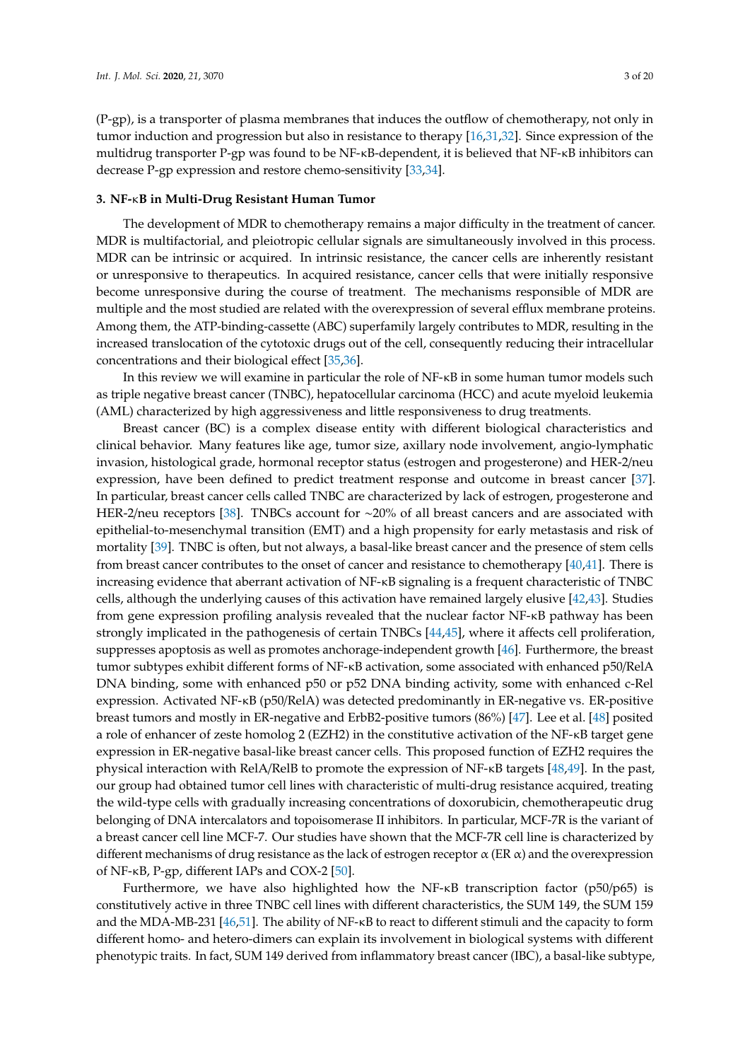(P-gp), is a transporter of plasma membranes that induces the outflow of chemotherapy, not only in tumor induction and progression but also in resistance to therapy [16,31,32]. Since expression of the multidrug transporter P-gp was found to be NF-κB-dependent, it is believed that NF-κB inhibitors can decrease P-gp expression and restore chemo-sensitivity [33,34].

## 3. NF-κB in Multi-Drug Resistant Human Tumor

The development of MDR to chemotherapy remains a major difficulty in the treatment of cancer. MDR is multifactorial, and pleiotropic cellular signals are simultaneously involved in this process. MDR can be intrinsic or acquired. In intrinsic resistance, the cancer cells are inherently resistant or unresponsive to therapeutics. In acquired resistance, cancer cells that were initially responsive become unresponsive during the course of treatment. The mechanisms responsible of MDR are multiple and the most studied are related with the overexpression of several efflux membrane proteins. Among them, the ATP-binding-cassette (ABC) superfamily largely contributes to MDR, resulting in the increased translocation of the cytotoxic drugs out of the cell, consequently reducing their intracellular concentrations and their biological effect [35,36].

In this review we will examine in particular the role of NF-κB in some human tumor models such as triple negative breast cancer (TNBC), hepatocellular carcinoma (HCC) and acute myeloid leukemia (AML) characterized by high aggressiveness and little responsiveness to drug treatments.

Breast cancer (BC) is a complex disease entity with different biological characteristics and clinical behavior. Many features like age, tumor size, axillary node involvement, angio-lymphatic invasion, histological grade, hormonal receptor status (estrogen and progesterone) and HER-2/neu expression, have been defined to predict treatment response and outcome in breast cancer [37]. In particular, breast cancer cells called TNBC are characterized by lack of estrogen, progesterone and HER-2/neu receptors [38]. TNBCs account for ~20% of all breast cancers and are associated with epithelial-to-mesenchymal transition (EMT) and a high propensity for early metastasis and risk of mortality [39]. TNBC is often, but not always, a basal-like breast cancer and the presence of stem cells from breast cancer contributes to the onset of cancer and resistance to chemotherapy [40,41]. There is increasing evidence that aberrant activation of NF-κB signaling is a frequent characteristic of TNBC cells, although the underlying causes of this activation have remained largely elusive [42,43]. Studies from gene expression profiling analysis revealed that the nuclear factor NF-κB pathway has been strongly implicated in the pathogenesis of certain TNBCs [44,45], where it affects cell proliferation, suppresses apoptosis as well as promotes anchorage-independent growth [46]. Furthermore, the breast tumor subtypes exhibit different forms of NF-κB activation, some associated with enhanced p50/RelA DNA binding, some with enhanced p50 or p52 DNA binding activity, some with enhanced c-Rel expression. Activated NF-κB (p50/RelA) was detected predominantly in ER-negative vs. ER-positive breast tumors and mostly in ER-negative and ErbB2-positive tumors (86%) [47]. Lee et al. [48] posited a role of enhancer of zeste homolog 2 (EZH2) in the constitutive activation of the NF-κB target gene expression in ER-negative basal-like breast cancer cells. This proposed function of EZH2 requires the physical interaction with RelA/RelB to promote the expression of NF-κB targets [48,49]. In the past, our group had obtained tumor cell lines with characteristic of multi-drug resistance acquired, treating the wild-type cells with gradually increasing concentrations of doxorubicin, chemotherapeutic drug belonging of DNA intercalators and topoisomerase II inhibitors. In particular, MCF-7R is the variant of a breast cancer cell line MCF-7. Our studies have shown that the MCF-7R cell line is characterized by different mechanisms of drug resistance as the lack of estrogen receptor α (ER α) and the overexpression of NF-κB, P-gp, different IAPs and COX-2 [50].

Furthermore, we have also highlighted how the NF-κB transcription factor (p50/p65) is constitutively active in three TNBC cell lines with different characteristics, the SUM 149, the SUM 159 and the MDA-MB-231 [46,51]. The ability of NF-κB to react to different stimuli and the capacity to form different homo- and hetero-dimers can explain its involvement in biological systems with different phenotypic traits. In fact, SUM 149 derived from inflammatory breast cancer (IBC), a basal-like subtype,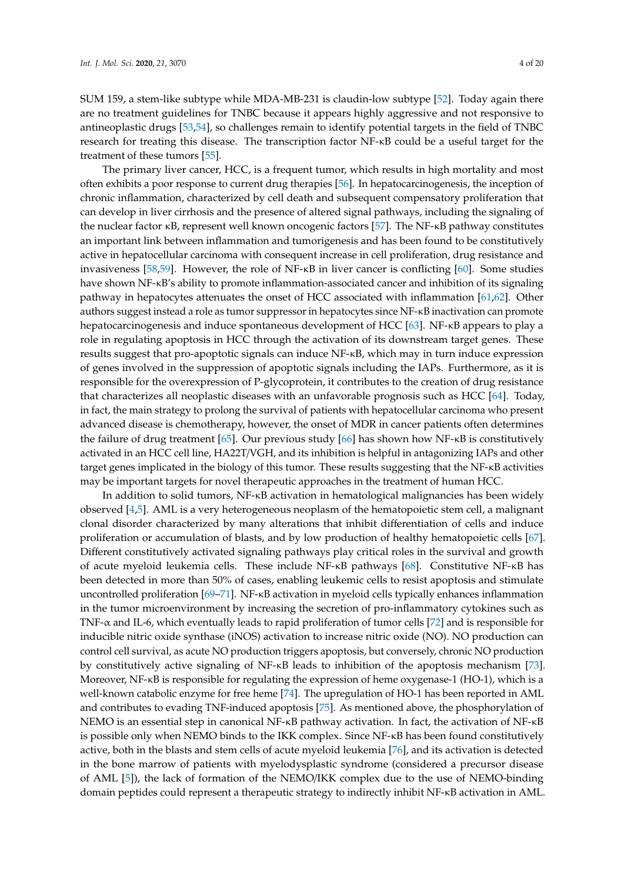SUM 159, a stem-like subtype while MDA-MB-231 is claudin-low subtype [52]. Today again there are no treatment guidelines for TNBC because it appears highly aggressive and not responsive to antineoplastic drugs [53,54], so challenges remain to identify potential targets in the field of TNBC research for treating this disease. The transcription factor NF-κB could be a useful target for the treatment of these tumors [55].

The primary liver cancer, HCC, is a frequent tumor, which results in high mortality and most often exhibits a poor response to current drug therapies [56]. In hepatocarcinogenesis, the inception of chronic inflammation, characterized by cell death and subsequent compensatory proliferation that can develop in liver cirrhosis and the presence of altered signal pathways, including the signaling of the nuclear factor κB, represent well known oncogenic factors [57]. The NF-κB pathway constitutes an important link between inflammation and tumorigenesis and has been found to be constitutively active in hepatocellular carcinoma with consequent increase in cell proliferation, drug resistance and invasiveness [58,59]. However, the role of NF-κB in liver cancer is conflicting [60]. Some studies have shown NF-κB's ability to promote inflammation-associated cancer and inhibition of its signaling pathway in hepatocytes attenuates the onset of HCC associated with inflammation [61,62]. Other authors suggest instead a role as tumor suppressor in hepatocytes since NF-κB inactivation can promote hepatocarcinogenesis and induce spontaneous development of HCC [63]. NF-κB appears to play a role in regulating apoptosis in HCC through the activation of its downstream target genes. These results suggest that pro-apoptotic signals can induce NF-κB, which may in turn induce expression of genes involved in the suppression of apoptotic signals including the IAPs. Furthermore, as it is responsible for the overexpression of P-glycoprotein, it contributes to the creation of drug resistance that characterizes all neoplastic diseases with an unfavorable prognosis such as HCC [64]. Today, in fact, the main strategy to prolong the survival of patients with hepatocellular carcinoma who present advanced disease is chemotherapy, however, the onset of MDR in cancer patients often determines the failure of drug treatment [65]. Our previous study [66] has shown how NF-κB is constitutively activated in an HCC cell line, HA22T/VGH, and its inhibition is helpful in antagonizing IAPs and other target genes implicated in the biology of this tumor. These results suggesting that the NF-κB activities may be important targets for novel therapeutic approaches in the treatment of human HCC.

In addition to solid tumors, NF-κB activation in hematological malignancies has been widely observed [4,5]. AML is a very heterogeneous neoplasm of the hematopoietic stem cell, a malignant clonal disorder characterized by many alterations that inhibit differentiation of cells and induce proliferation or accumulation of blasts, and by low production of healthy hematopoietic cells [67]. Different constitutively activated signaling pathways play critical roles in the survival and growth of acute myeloid leukemia cells. These include NF-κB pathways [68]. Constitutive NF-κB has been detected in more than 50% of cases, enabling leukemic cells to resist apoptosis and stimulate uncontrolled proliferation [69–71]. NF-κB activation in myeloid cells typically enhances inflammation in the tumor microenvironment by increasing the secretion of pro-inflammatory cytokines such as TNF-α and IL-6, which eventually leads to rapid proliferation of tumor cells [72] and is responsible for inducible nitric oxide synthase (iNOS) activation to increase nitric oxide (NO). NO production can control cell survival, as acute NO production triggers apoptosis, but conversely, chronic NO production by constitutively active signaling of NF-κB leads to inhibition of the apoptosis mechanism [73]. Moreover, NF-κB is responsible for regulating the expression of heme oxygenase-1 (HO-1), which is a well-known catabolic enzyme for free heme [74]. The upregulation of HO-1 has been reported in AML and contributes to evading TNF-induced apoptosis [75]. As mentioned above, the phosphorylation of NEMO is an essential step in canonical NF-κB pathway activation. In fact, the activation of NF-κB is possible only when NEMO binds to the IKK complex. Since NF-κB has been found constitutively active, both in the blasts and stem cells of acute myeloid leukemia [76], and its activation is detected in the bone marrow of patients with myelodysplastic syndrome (considered a precursor disease of AML [5]), the lack of formation of the NEMO/IKK complex due to the use of NEMO-binding domain peptides could represent a therapeutic strategy to indirectly inhibit NF-κB activation in AML.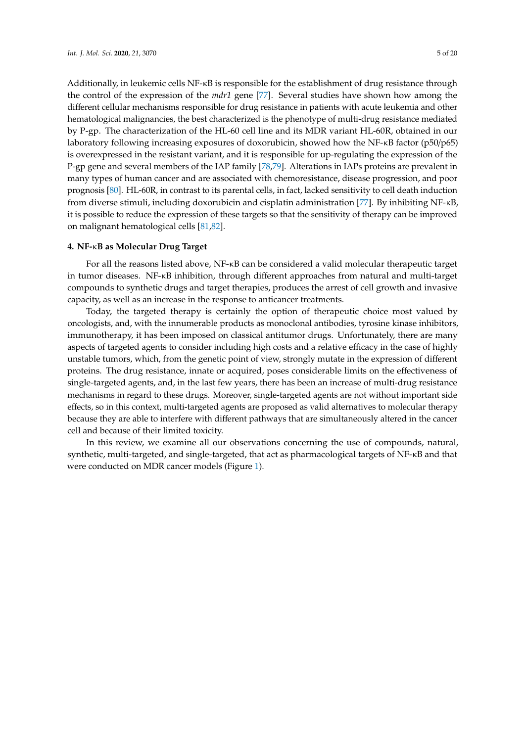Additionally, in leukemic cells NF-κB is responsible for the establishment of drug resistance through the control of the expression of the *mdr1* gene [77]. Several studies have shown how among the different cellular mechanisms responsible for drug resistance in patients with acute leukemia and other hematological malignancies, the best characterized is the phenotype of multi-drug resistance mediated by P-gp. The characterization of the HL-60 cell line and its MDR variant HL-60R, obtained in our laboratory following increasing exposures of doxorubicin, showed how the NF-κB factor (p50/p65) is overexpressed in the resistant variant, and it is responsible for up-regulating the expression of the P-gp gene and several members of the IAP family [78,79]. Alterations in IAPs proteins are prevalent in many types of human cancer and are associated with chemoresistance, disease progression, and poor prognosis [80]. HL-60R, in contrast to its parental cells, in fact, lacked sensitivity to cell death induction from diverse stimuli, including doxorubicin and cisplatin administration [77]. By inhibiting NF-κB, it is possible to reduce the expression of these targets so that the sensitivity of therapy can be improved on malignant hematological cells [81,82].

## 4. NF-κB as Molecular Drug Target

For all the reasons listed above, NF-κB can be considered a valid molecular therapeutic target in tumor diseases. NF-κB inhibition, through different approaches from natural and multi-target compounds to synthetic drugs and target therapies, produces the arrest of cell growth and invasive capacity, as well as an increase in the response to anticancer treatments.

Today, the targeted therapy is certainly the option of therapeutic choice most valued by oncologists, and, with the innumerable products as monoclonal antibodies, tyrosine kinase inhibitors, immunotherapy, it has been imposed on classical antitumor drugs. Unfortunately, there are many aspects of targeted agents to consider including high costs and a relative efficacy in the case of highly unstable tumors, which, from the genetic point of view, strongly mutate in the expression of different proteins. The drug resistance, innate or acquired, poses considerable limits on the effectiveness of single-targeted agents, and, in the last few years, there has been an increase of multi-drug resistance mechanisms in regard to these drugs. Moreover, single-targeted agents are not without important side effects, so in this context, multi-targeted agents are proposed as valid alternatives to molecular therapy because they are able to interfere with different pathways that are simultaneously altered in the cancer cell and because of their limited toxicity.

In this review, we examine all our observations concerning the use of compounds, natural, synthetic, multi-targeted, and single-targeted, that act as pharmacological targets of NF-κB and that were conducted on MDR cancer models (Figure 1).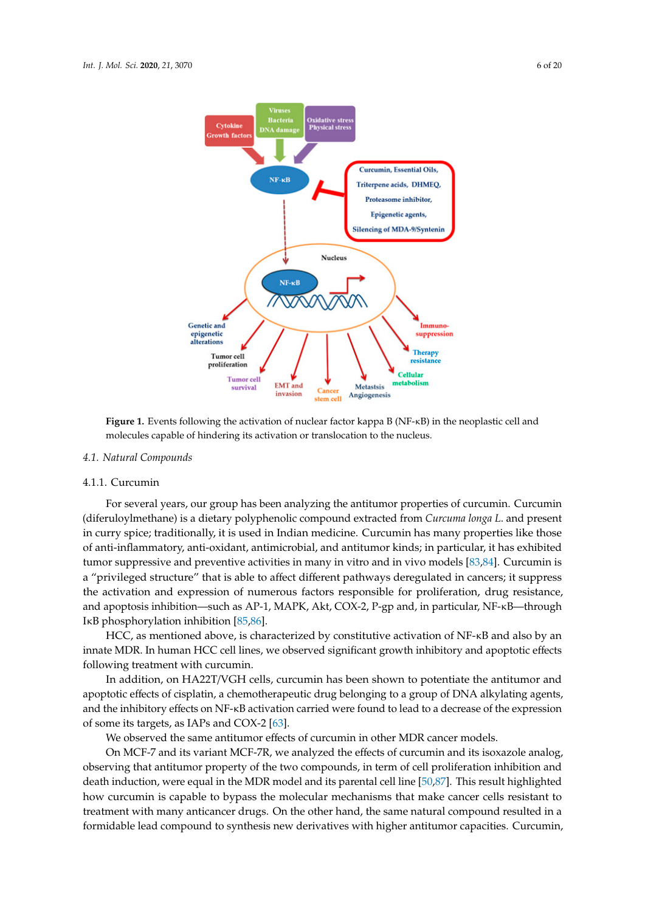**Figure 1.** Events following the activation of nuclear factor kappa B (NF-κB) in the neoplastic cell and molecules capable of hindering its activation or translocation to the nucleus.

### 4.1. Natural Compounds

#### 4.1.1. Curcumin

For several years, our group has been analyzing the antitumor properties of curcumin. Curcumin (diferuloylmethane) is a dietary polyphenolic compound extracted from *Curcuma longa L.* and present in curry spice; traditionally, it is used in Indian medicine. Curcumin has many properties like those of anti-inflammatory, anti-oxidant, antimicrobial, and antitumor kinds; in particular, it has exhibited tumor suppressive and preventive activities in many in vitro and in vivo models [83,84]. Curcumin is a "privileged structure" that is able to affect different pathways deregulated in cancers; it suppress the activation and expression of numerous factors responsible for proliferation, drug resistance, and apoptosis inhibition—such as AP-1, MAPK, Akt, COX-2, P-gp and, in particular, NF-κB—through IκB phosphorylation inhibition [85,86].

HCC, as mentioned above, is characterized by constitutive activation of NF-κB and also by an innate MDR. In human HCC cell lines, we observed significant growth inhibitory and apoptotic effects following treatment with curcumin.

In addition, on HA22T/VGH cells, curcumin has been shown to potentiate the antitumor and apoptotic effects of cisplatin, a chemotherapeutic drug belonging to a group of DNA alkylating agents, and the inhibitory effects on NF-κB activation carried were found to lead to a decrease of the expression of some its targets, as IAPs and COX-2 [63].

We observed the same antitumor effects of curcumin in other MDR cancer models.

On MCF-7 and its variant MCF-7R, we analyzed the effects of curcumin and its isoxazole analog, observing that antitumor property of the two compounds, in term of cell proliferation inhibition and death induction, were equal in the MDR model and its parental cell line [50,87]. This result highlighted how curcumin is capable to bypass the molecular mechanisms that make cancer cells resistant to treatment with many anticancer drugs. On the other hand, the same natural compound resulted in a formidable lead compound to synthesis new derivatives with higher antitumor capacities. Curcumin,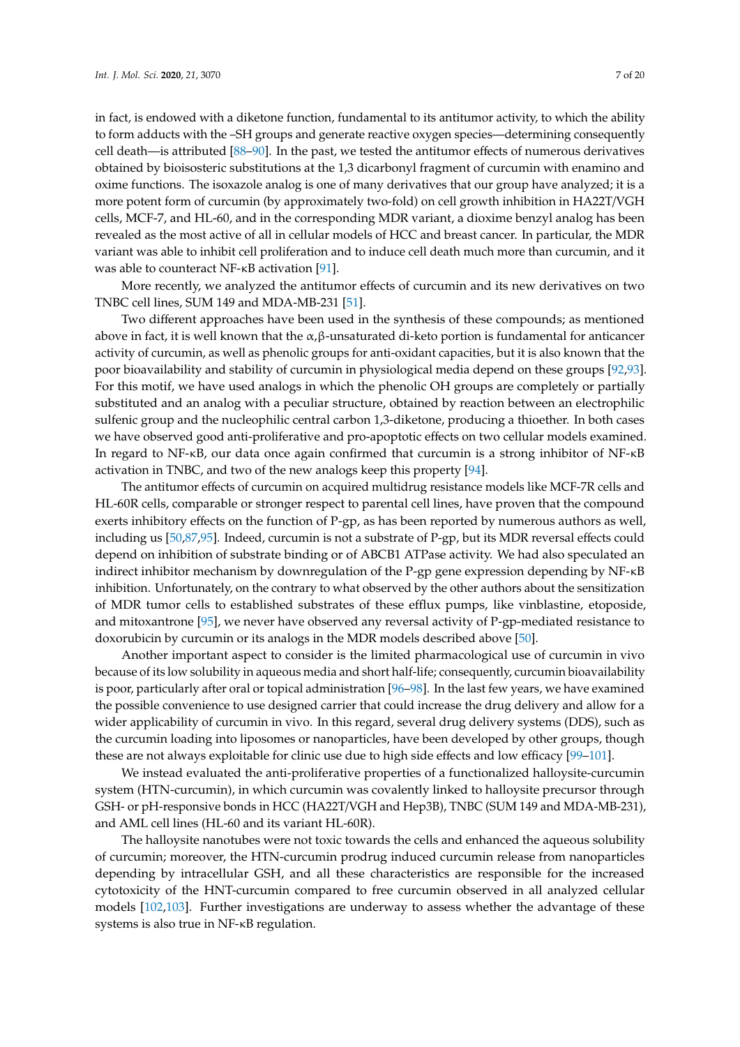in fact, is endowed with a diketone function, fundamental to its antitumor activity, to which the ability to form adducts with the –SH groups and generate reactive oxygen species—determining consequently cell death—is attributed [88–90]. In the past, we tested the antitumor effects of numerous derivatives obtained by bioisosteric substitutions at the 1,3 dicarbonyl fragment of curcumin with enamino and oxime functions. The isoxazole analog is one of many derivatives that our group have analyzed; it is a more potent form of curcumin (by approximately two-fold) on cell growth inhibition in HA22T/VGH cells, MCF-7, and HL-60, and in the corresponding MDR variant, a dioxime benzyl analog has been revealed as the most active of all in cellular models of HCC and breast cancer. In particular, the MDR variant was able to inhibit cell proliferation and to induce cell death much more than curcumin, and it was able to counteract NF-κB activation [91].

More recently, we analyzed the antitumor effects of curcumin and its new derivatives on two TNBC cell lines, SUM 149 and MDA-MB-231 [51].

Two different approaches have been used in the synthesis of these compounds; as mentioned above in fact, it is well known that the α,β-unsaturated di-keto portion is fundamental for anticancer activity of curcumin, as well as phenolic groups for anti-oxidant capacities, but it is also known that the poor bioavailability and stability of curcumin in physiological media depend on these groups [92,93]. For this motif, we have used analogs in which the phenolic OH groups are completely or partially substituted and an analog with a peculiar structure, obtained by reaction between an electrophilic sulfenic group and the nucleophilic central carbon 1,3-diketone, producing a thioether. In both cases we have observed good anti-proliferative and pro-apoptotic effects on two cellular models examined. In regard to NF-κB, our data once again confirmed that curcumin is a strong inhibitor of NF-κB activation in TNBC, and two of the new analogs keep this property [94].

The antitumor effects of curcumin on acquired multidrug resistance models like MCF-7R cells and HL-60R cells, comparable or stronger respect to parental cell lines, have proven that the compound exerts inhibitory effects on the function of P-gp, as has been reported by numerous authors as well, including us [50,87,95]. Indeed, curcumin is not a substrate of P-gp, but its MDR reversal effects could depend on inhibition of substrate binding or of ABCB1 ATPase activity. We had also speculated an indirect inhibitor mechanism by downregulation of the P-gp gene expression depending by NF-κB inhibition. Unfortunately, on the contrary to what observed by the other authors about the sensitization of MDR tumor cells to established substrates of these efflux pumps, like vinblastine, etoposide, and mitoxantrone [95], we never have observed any reversal activity of P-gp-mediated resistance to doxorubicin by curcumin or its analogs in the MDR models described above [50].

Another important aspect to consider is the limited pharmacological use of curcumin in vivo because of its low solubility in aqueous media and short half-life; consequently, curcumin bioavailability is poor, particularly after oral or topical administration [96–98]. In the last few years, we have examined the possible convenience to use designed carrier that could increase the drug delivery and allow for a wider applicability of curcumin in vivo. In this regard, several drug delivery systems (DDS), such as the curcumin loading into liposomes or nanoparticles, have been developed by other groups, though these are not always exploitable for clinic use due to high side effects and low efficacy [99–101].

We instead evaluated the anti-proliferative properties of a functionalized halloysite-curcumin system (HTN-curcumin), in which curcumin was covalently linked to halloysite precursor through GSH- or pH-responsive bonds in HCC (HA22T/VGH and Hep3B), TNBC (SUM 149 and MDA-MB-231), and AML cell lines (HL-60 and its variant HL-60R).

The halloysite nanotubes were not toxic towards the cells and enhanced the aqueous solubility of curcumin; moreover, the HTN-curcumin prodrug induced curcumin release from nanoparticles depending by intracellular GSH, and all these characteristics are responsible for the increased cytotoxicity of the HNT-curcumin compared to free curcumin observed in all analyzed cellular models [102,103]. Further investigations are underway to assess whether the advantage of these systems is also true in NF-κB regulation.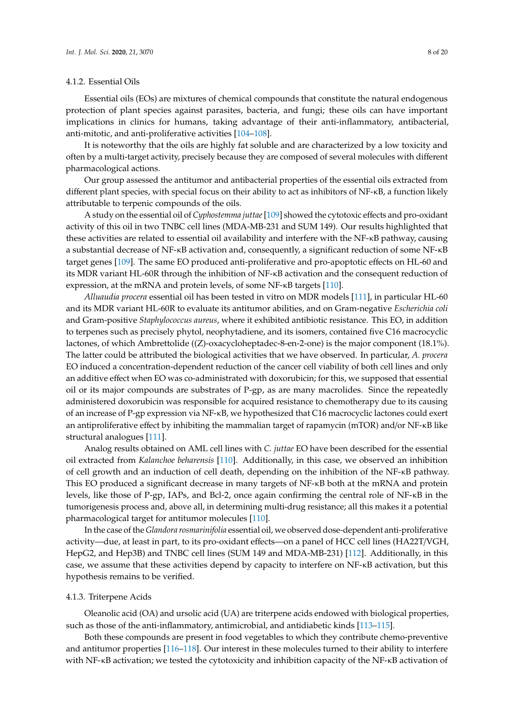#### 4.1.2. Essential Oils

Essential oils (EOs) are mixtures of chemical compounds that constitute the natural endogenous protection of plant species against parasites, bacteria, and fungi; these oils can have important implications in clinics for humans, taking advantage of their anti-inflammatory, antibacterial, anti-mitotic, and anti-proliferative activities [104–108].

It is noteworthy that the oils are highly fat soluble and are characterized by a low toxicity and often by a multi-target activity, precisely because they are composed of several molecules with different pharmacological actions.

Our group assessed the antitumor and antibacterial properties of the essential oils extracted from different plant species, with special focus on their ability to act as inhibitors of NF-κB, a function likely attributable to terpenic compounds of the oils.

A study on the essential oil of *Cyphostemma juttae* [109] showed the cytotoxic effects and pro-oxidant activity of this oil in two TNBC cell lines (MDA-MB-231 and SUM 149). Our results highlighted that these activities are related to essential oil availability and interfere with the NF-κB pathway, causing a substantial decrease of NF-κB activation and, consequently, a significant reduction of some NF-κB target genes [109]. The same EO produced anti-proliferative and pro-apoptotic effects on HL-60 and its MDR variant HL-60R through the inhibition of NF-κB activation and the consequent reduction of expression, at the mRNA and protein levels, of some NF-κB targets [110].

*Alluaudia procera* essential oil has been tested in vitro on MDR models [111], in particular HL-60 and its MDR variant HL-60R to evaluate its antitumor abilities, and on Gram-negative *Escherichia coli* and Gram-positive *Staphylococcus aureus*, where it exhibited antibiotic resistance. This EO, in addition to terpenes such as precisely phytol, neophytadiene, and its isomers, contained five C16 macrocyclic lactones, of which Ambrettolide ((Z)-oxacycloheptadec-8-en-2-one) is the major component (18.1%). The latter could be attributed the biological activities that we have observed. In particular, *A. procera* EO induced a concentration-dependent reduction of the cancer cell viability of both cell lines and only an additive effect when EO was co-administrated with doxorubicin; for this, we supposed that essential oil or its major compounds are substrates of P-gp, as are many macrolides. Since the repeatedly administered doxorubicin was responsible for acquired resistance to chemotherapy due to its causing of an increase of P-gp expression via NF-κB, we hypothesized that C16 macrocyclic lactones could exert an antiproliferative effect by inhibiting the mammalian target of rapamycin (mTOR) and/or NF-κB like structural analogues [111].

Analog results obtained on AML cell lines with *C. juttae* EO have been described for the essential oil extracted from *Kalanchoe beharensis* [110]. Additionally, in this case, we observed an inhibition of cell growth and an induction of cell death, depending on the inhibition of the NF-κB pathway. This EO produced a significant decrease in many targets of NF-κB both at the mRNA and protein levels, like those of P-gp, IAPs, and Bcl-2, once again confirming the central role of NF-κB in the tumorigenesis process and, above all, in determining multi-drug resistance; all this makes it a potential pharmacological target for antitumor molecules [110].

In the case of the *Glandora rosmarinifolia* essential oil, we observed dose-dependent anti-proliferative activity—due, at least in part, to its pro-oxidant effects—on a panel of HCC cell lines (HA22T/VGH, HepG2, and Hep3B) and TNBC cell lines (SUM 149 and MDA-MB-231) [112]. Additionally, in this case, we assume that these activities depend by capacity to interfere on NF-κB activation, but this hypothesis remains to be verified.

#### 4.1.3. Triterpene Acids

Oleanolic acid (OA) and ursolic acid (UA) are triterpene acids endowed with biological properties, such as those of the anti-inflammatory, antimicrobial, and antidiabetic kinds [113–115].

Both these compounds are present in food vegetables to which they contribute chemo-preventive and antitumor properties [116–118]. Our interest in these molecules turned to their ability to interfere with NF-κB activation; we tested the cytotoxicity and inhibition capacity of the NF-κB activation of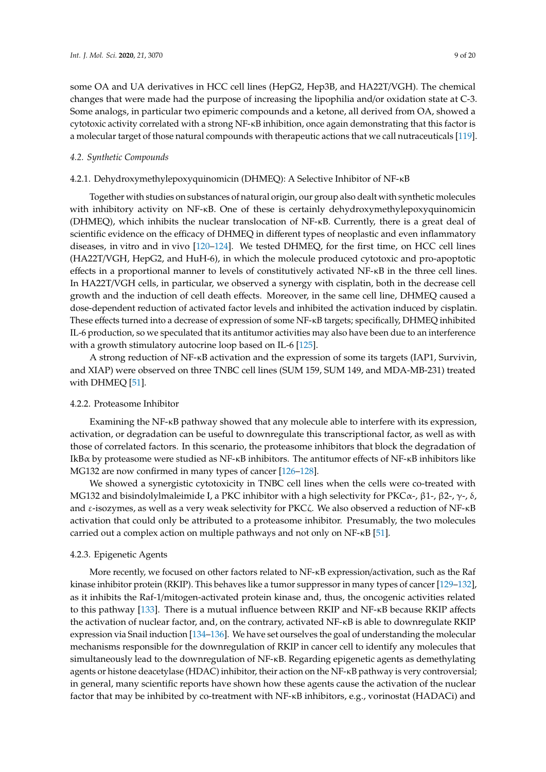some OA and UA derivatives in HCC cell lines (HepG2, Hep3B, and HA22T/VGH). The chemical changes that were made had the purpose of increasing the lipophilia and/or oxidation state at C-3. Some analogs, in particular two epimeric compounds and a ketone, all derived from OA, showed a cytotoxic activity correlated with a strong NF-κB inhibition, once again demonstrating that this factor is a molecular target of those natural compounds with therapeutic actions that we call nutraceuticals [119].

### *4.2. Synthetic Compounds*

#### 4.2.1. Dehydroxymethylepoxyquinomicin (DHMEQ): A Selective Inhibitor of NF-κB

Together with studies on substances of natural origin, our group also dealt with synthetic molecules with inhibitory activity on NF-κB. One of these is certainly dehydroxymethylepoxyquinomicin (DHMEQ), which inhibits the nuclear translocation of NF-κB. Currently, there is a great deal of scientific evidence on the efficacy of DHMEQ in different types of neoplastic and even inflammatory diseases, in vitro and in vivo [120–124]. We tested DHMEQ, for the first time, on HCC cell lines (HA22T/VGH, HepG2, and HuH-6), in which the molecule produced cytotoxic and pro-apoptotic effects in a proportional manner to levels of constitutively activated NF-κB in the three cell lines. In HA22T/VGH cells, in particular, we observed a synergy with cisplatin, both in the decrease cell growth and the induction of cell death effects. Moreover, in the same cell line, DHMEQ caused a dose-dependent reduction of activated factor levels and inhibited the activation induced by cisplatin. These effects turned into a decrease of expression of some NF-κB targets; specifically, DHMEQ inhibited IL-6 production, so we speculated that its antitumor activities may also have been due to an interference with a growth stimulatory autocrine loop based on IL-6 [125].

A strong reduction of NF-κB activation and the expression of some its targets (IAP1, Survivin, and XIAP) were observed on three TNBC cell lines (SUM 159, SUM 149, and MDA-MB-231) treated with DHMEQ [51].

#### 4.2.2. Proteasome Inhibitor

Examining the NF-κB pathway showed that any molecule able to interfere with its expression, activation, or degradation can be useful to downregulate this transcriptional factor, as well as with those of correlated factors. In this scenario, the proteasome inhibitors that block the degradation of IkBα by proteasome were studied as NF-κB inhibitors. The antitumor effects of NF-κB inhibitors like MG132 are now confirmed in many types of cancer [126–128].

We showed a synergistic cytotoxicity in TNBC cell lines when the cells were co-treated with MG132 and bisindolylmaleimide I, a PKC inhibitor with a high selectivity for PKCα-, β1-, β2-, γ-, δ, and ε-isozymes, as well as a very weak selectivity for PKCζ. We also observed a reduction of NF-κB activation that could only be attributed to a proteasome inhibitor. Presumably, the two molecules carried out a complex action on multiple pathways and not only on NF-κB [51].

#### 4.2.3. Epigenetic Agents

More recently, we focused on other factors related to NF-κB expression/activation, such as the Raf kinase inhibitor protein (RKIP). This behaves like a tumor suppressor in many types of cancer [129–132], as it inhibits the Raf-1/mitogen-activated protein kinase and, thus, the oncogenic activities related to this pathway [133]. There is a mutual influence between RKIP and NF-κB because RKIP affects the activation of nuclear factor, and, on the contrary, activated NF-κB is able to downregulate RKIP expression via Snail induction [134–136]. We have set ourselves the goal of understanding the molecular mechanisms responsible for the downregulation of RKIP in cancer cell to identify any molecules that simultaneously lead to the downregulation of NF-κB. Regarding epigenetic agents as demethylating agents or histone deacetylase (HDAC) inhibitor, their action on the NF-κB pathway is very controversial; in general, many scientific reports have shown how these agents cause the activation of the nuclear factor that may be inhibited by co-treatment with NF-κB inhibitors, e.g., vorinostat (HADACi) and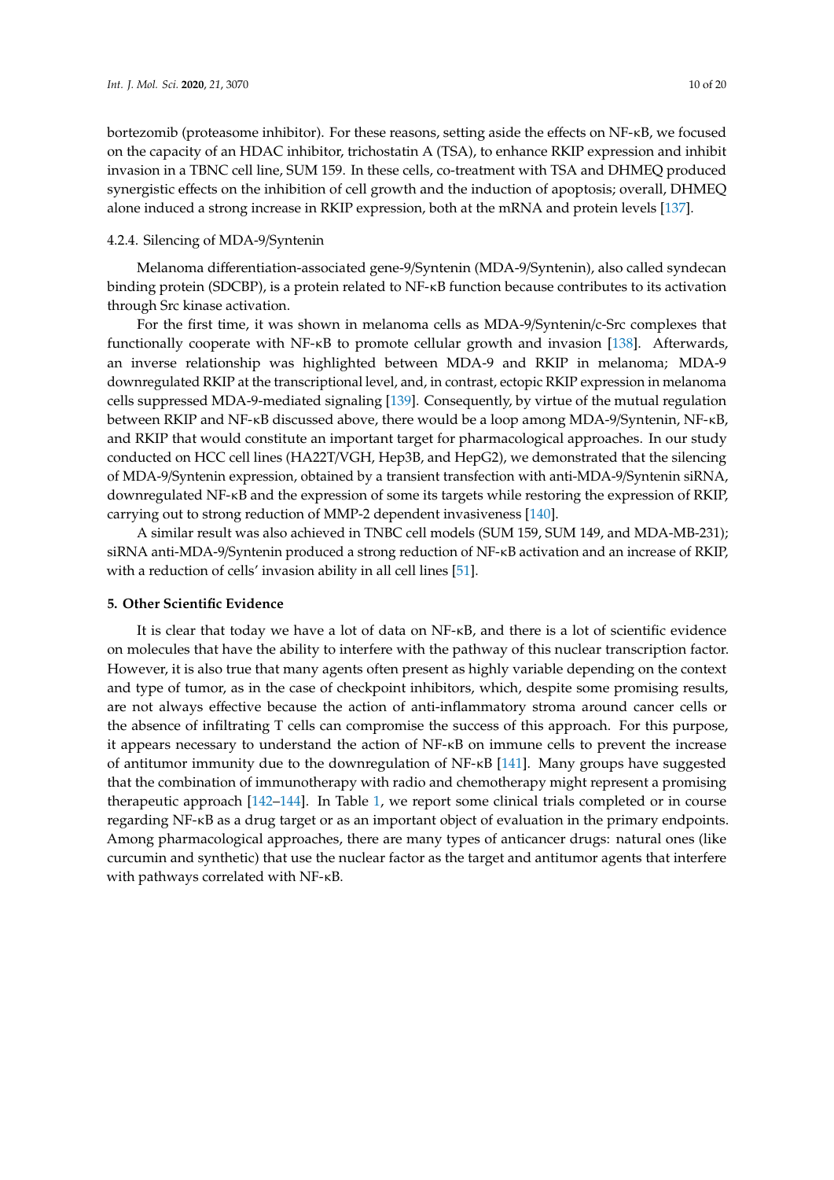bortezomib (proteasome inhibitor). For these reasons, setting aside the effects on NF-κB, we focused on the capacity of an HDAC inhibitor, trichostatin A (TSA), to enhance RKIP expression and inhibit invasion in a TBNC cell line, SUM 159. In these cells, co-treatment with TSA and DHMEQ produced synergistic effects on the inhibition of cell growth and the induction of apoptosis; overall, DHMEQ alone induced a strong increase in RKIP expression, both at the mRNA and protein levels [137].

#### 4.2.4. Silencing of MDA-9/Syntenin

Melanoma differentiation-associated gene-9/Syntenin (MDA-9/Syntenin), also called syndecan binding protein (SDCBP), is a protein related to NF-κB function because contributes to its activation through Src kinase activation.

For the first time, it was shown in melanoma cells as MDA-9/Syntenin/c-Src complexes that functionally cooperate with NF-κB to promote cellular growth and invasion [138]. Afterwards, an inverse relationship was highlighted between MDA-9 and RKIP in melanoma; MDA-9 downregulated RKIP at the transcriptional level, and, in contrast, ectopic RKIP expression in melanoma cells suppressed MDA-9-mediated signaling [139]. Consequently, by virtue of the mutual regulation between RKIP and NF-κB discussed above, there would be a loop among MDA-9/Syntenin, NF-κB, and RKIP that would constitute an important target for pharmacological approaches. In our study conducted on HCC cell lines (HA22T/VGH, Hep3B, and HepG2), we demonstrated that the silencing of MDA-9/Syntenin expression, obtained by a transient transfection with anti-MDA-9/Syntenin siRNA, downregulated NF-κB and the expression of some its targets while restoring the expression of RKIP, carrying out to strong reduction of MMP-2 dependent invasiveness [140].

A similar result was also achieved in TNBC cell models (SUM 159, SUM 149, and MDA-MB-231); siRNA anti-MDA-9/Syntenin produced a strong reduction of NF-κB activation and an increase of RKIP, with a reduction of cells' invasion ability in all cell lines [51].

## 5. Other Scientific Evidence

It is clear that today we have a lot of data on NF-κB, and there is a lot of scientific evidence on molecules that have the ability to interfere with the pathway of this nuclear transcription factor. However, it is also true that many agents often present as highly variable depending on the context and type of tumor, as in the case of checkpoint inhibitors, which, despite some promising results, are not always effective because the action of anti-inflammatory stroma around cancer cells or the absence of infiltrating T cells can compromise the success of this approach. For this purpose, it appears necessary to understand the action of NF-κB on immune cells to prevent the increase of antitumor immunity due to the downregulation of NF-κB [141]. Many groups have suggested that the combination of immunotherapy with radio and chemotherapy might represent a promising therapeutic approach [142–144]. In Table 1, we report some clinical trials completed or in course regarding NF-κB as a drug target or as an important object of evaluation in the primary endpoints. Among pharmacological approaches, there are many types of anticancer drugs: natural ones (like curcumin and synthetic) that use the nuclear factor as the target and antitumor agents that interfere with pathways correlated with NF-κB.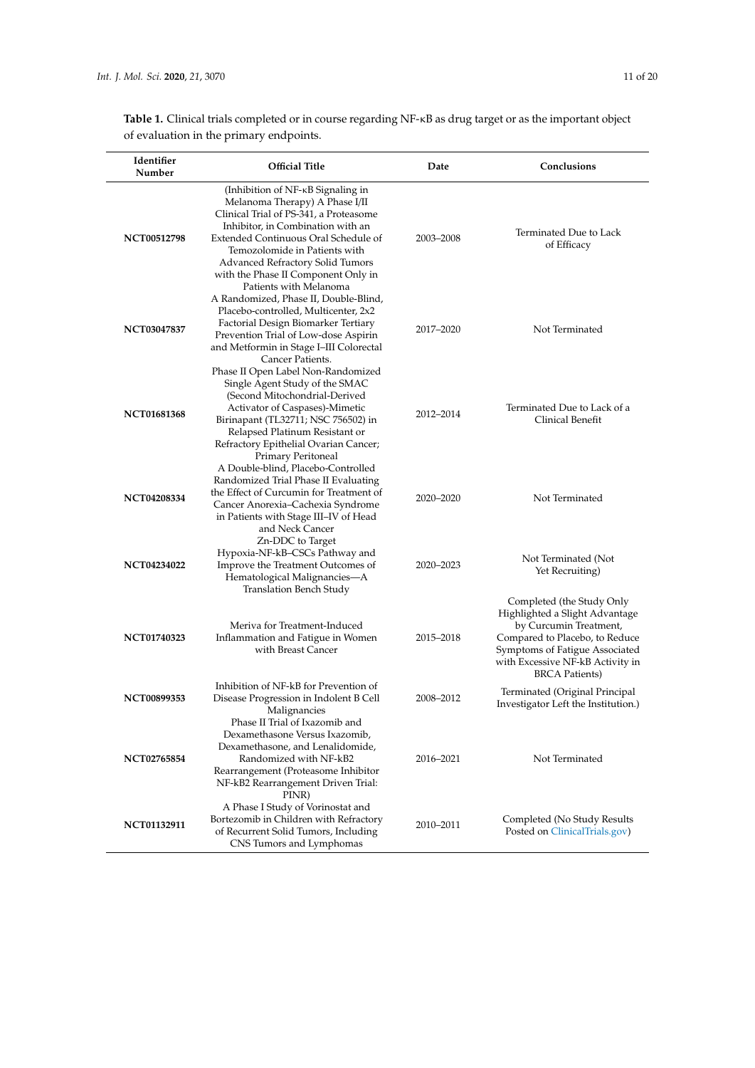**Table 1.** Clinical trials completed or in course regarding NF-κB as drug target or as the important object of evaluation in the primary endpoints.

| Identifier Number | Official Title | Date | Conclusions |
| --- | --- | --- | --- |
| **NCT00512798** | (Inhibition of NF-κB Signaling in Melanoma Therapy) A Phase I/II Clinical Trial of PS-341, a Proteasome Inhibitor, in Combination with an Extended Continuous Oral Schedule of Temozolomide in Patients with Advanced Refractory Solid Tumors with the Phase II Component Only in Patients with Melanoma | 2003–2008 | Terminated Due to Lack of Efficacy |
| **NCT03047837** | A Randomized, Phase II, Double-Blind, Placebo-controlled, Multicenter, 2x2 Factorial Design Biomarker Tertiary Prevention Trial of Low-dose Aspirin and Metformin in Stage I–III Colorectal Cancer Patients. | 2017–2020 | Not Terminated |
| **NCT01681368** | Phase II Open Label Non-Randomized Single Agent Study of the SMAC (Second Mitochondrial-Derived Activator of Caspases)-Mimetic Birinapant (TL32711; NSC 756502) in Relapsed Platinum Resistant or Refractory Epithelial Ovarian Cancer; Primary Peritoneal | 2012–2014 | Terminated Due to Lack of a Clinical Benefit |
| **NCT04208334** | A Double-blind, Placebo-Controlled Randomized Trial Phase II Evaluating the Effect of Curcumin for Treatment of Cancer Anorexia–Cachexia Syndrome in Patients with Stage III–IV of Head and Neck Cancer | 2020–2020 | Not Terminated |
| **NCT04234022** | Zn-DDC to Target Hypoxia-NF-kB–CSCs Pathway and Improve the Treatment Outcomes of Hematological Malignancies—A Translation Bench Study | 2020–2023 | Not Terminated (Not Yet Recruiting) |
| **NCT01740323** | Meriva for Treatment-Induced Inflammation and Fatigue in Women with Breast Cancer | 2015–2018 | Completed (the Study Only Highlighted a Slight Advantage by Curcumin Treatment, Compared to Placebo, to Reduce Symptoms of Fatigue Associated with Excessive NF-kB Activity in BRCA Patients) |
| **NCT00899353** | Inhibition of NF-kB for Prevention of Disease Progression in Indolent B Cell Malignancies | 2008–2012 | Terminated (Original Principal Investigator Left the Institution.) |
| **NCT02765854** | Phase II Trial of Ixazomib and Dexamethasone Versus Ixazomib, Dexamethasone, and Lenalidomide, Randomized with NF-kB2 Rearrangement (Proteasome Inhibitor NF-kB2 Rearrangement Driven Trial: PINR) | 2016–2021 | Not Terminated |
| **NCT01132911** | A Phase I Study of Vorinostat and Bortezomib in Children with Refractory of Recurrent Solid Tumors, Including CNS Tumors and Lymphomas | 2010–2011 | Completed (No Study Results Posted on ClinicalTrials.gov) |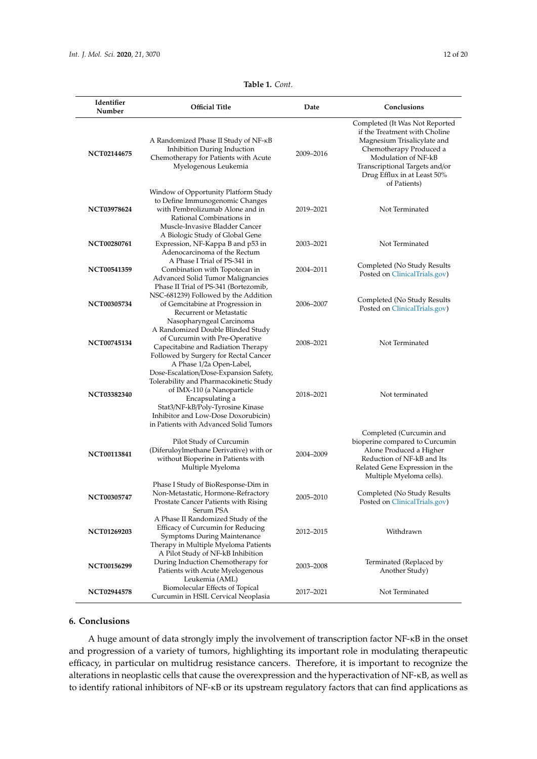**Table 1.** *Cont.*

| Identifier Number | Official Title | Date | Conclusions |
|---|---|---|---|
| **NCT02144675** | A Randomized Phase II Study of NF-κB Inhibition During Induction Chemotherapy for Patients with Acute Myelogenous Leukemia | 2009–2016 | Completed (It Was Not Reported if the Treatment with Choline Magnesium Trisalicylate and Chemotherapy Produced a Modulation of NF-kB Transcriptional Targets and/or Drug Efflux in at Least 50% of Patients) |
| **NCT03978624** | Window of Opportunity Platform Study to Define Immunogenomic Changes with Pembrolizumab Alone and in Rational Combinations in Muscle-Invasive Bladder Cancer | 2019–2021 | Not Terminated |
| **NCT00280761** | A Biologic Study of Global Gene Expression, NF-Kappa B and p53 in Adenocarcinoma of the Rectum | 2003–2021 | Not Terminated |
| **NCT00541359** | A Phase I Trial of PS-341 in Combination with Topotecan in Advanced Solid Tumor Malignancies | 2004–2011 | Completed (No Study Results Posted on ClinicalTrials.gov) |
| **NCT00305734** | Phase II Trial of PS-341 (Bortezomib, NSC-681239) Followed by the Addition of Gemcitabine at Progression in Recurrent or Metastatic Nasopharyngeal Carcinoma | 2006–2007 | Completed (No Study Results Posted on ClinicalTrials.gov) |
| **NCT00745134** | A Randomized Double Blinded Study of Curcumin with Pre-Operative Capecitabine and Radiation Therapy Followed by Surgery for Rectal Cancer | 2008–2021 | Not Terminated |
| **NCT03382340** | A Phase 1/2a Open-Label, Dose-Escalation/Dose-Expansion Safety, Tolerability and Pharmacokinetic Study of IMX-110 (a Nanoparticle Encapsulating a Stat3/NF-kB/Poly-Tyrosine Kinase Inhibitor and Low-Dose Doxorubicin) in Patients with Advanced Solid Tumors | 2018–2021 | Not terminated |
| **NCT00113841** | Pilot Study of Curcumin (Diferuloylmethane Derivative) with or without Bioperine in Patients with Multiple Myeloma | 2004–2009 | Completed (Curcumin and bioperine compared to Curcumin Alone Produced a Higher Reduction of NF-kB and Its Related Gene Expression in the Multiple Myeloma cells). |
| **NCT00305747** | Phase I Study of BioResponse-Dim in Non-Metastatic, Hormone-Refractory Prostate Cancer Patients with Rising Serum PSA | 2005–2010 | Completed (No Study Results Posted on ClinicalTrials.gov) |
| **NCT01269203** | A Phase II Randomized Study of the Efficacy of Curcumin for Reducing Symptoms During Maintenance Therapy in Multiple Myeloma Patients | 2012–2015 | Withdrawn |
| **NCT00156299** | A Pilot Study of NF-kB Inhibition During Induction Chemotherapy for Patients with Acute Myelogenous Leukemia (AML) | 2003–2008 | Terminated (Replaced by Another Study) |
| **NCT02944578** | Biomolecular Effects of Topical Curcumin in HSIL Cervical Neoplasia | 2017–2021 | Not Terminated |

## 6. Conclusions

A huge amount of data strongly imply the involvement of transcription factor NF-κB in the onset and progression of a variety of tumors, highlighting its important role in modulating therapeutic efficacy, in particular on multidrug resistance cancers. Therefore, it is important to recognize the alterations in neoplastic cells that cause the overexpression and the hyperactivation of NF-κB, as well as to identify rational inhibitors of NF-κB or its upstream regulatory factors that can find applications as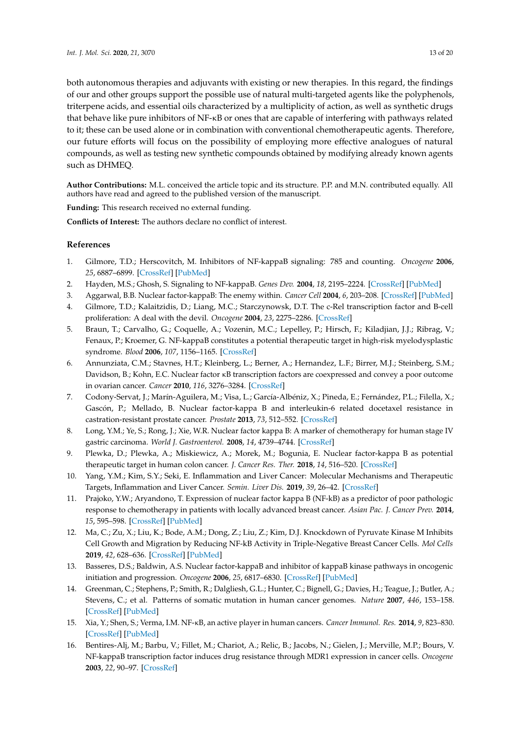both autonomous therapies and adjuvants with existing or new therapies. In this regard, the findings of our and other groups support the possible use of natural multi-targeted agents like the polyphenols, triterpene acids, and essential oils characterized by a multiplicity of action, as well as synthetic drugs that behave like pure inhibitors of NF-κB or ones that are capable of interfering with pathways related to it; these can be used alone or in combination with conventional chemotherapeutic agents. Therefore, our future efforts will focus on the possibility of employing more effective analogues of natural compounds, as well as testing new synthetic compounds obtained by modifying already known agents such as DHMEQ.

**Author Contributions:** M.L. conceived the article topic and its structure. P.P. and M.N. contributed equally. All authors have read and agreed to the published version of the manuscript.

**Funding:** This research received no external funding.

**Conflicts of Interest:** The authors declare no conflict of interest.

## References

1. Gilmore, T.D.; Herscovitch, M. Inhibitors of NF-kappaB signaling: 785 and counting. *Oncogene* **2006**, *25*, 6887–6899. [CrossRef] [PubMed]
2. Hayden, M.S.; Ghosh, S. Signaling to NF-kappaB. *Genes Dev.* **2004**, *18*, 2195–2224. [CrossRef] [PubMed]
3. Aggarwal, B.B. Nuclear factor-kappaB: The enemy within. *Cancer Cell* **2004**, *6*, 203–208. [CrossRef] [PubMed]
4. Gilmore, T.D.; Kalaitzidis, D.; Liang, M.C.; Starczynowsk, D.T. The c-Rel transcription factor and B-cell proliferation: A deal with the devil. *Oncogene* **2004**, *23*, 2275–2286. [CrossRef]
5. Braun, T.; Carvalho, G.; Coquelle, A.; Vozenin, M.C.; Lepelley, P.; Hirsch, F.; Kiladjian, J.J.; Ribrag, V.; Fenaux, P.; Kroemer, G. NF-kappaB constitutes a potential therapeutic target in high-risk myelodysplastic syndrome. *Blood* **2006**, *107*, 1156–1165. [CrossRef]
6. Annunziata, C.M.; Stavnes, H.T.; Kleinberg, L.; Berner, A.; Hernandez, L.F.; Birrer, M.J.; Steinberg, S.M.; Davidson, B.; Kohn, E.C. Nuclear factor κB transcription factors are coexpressed and convey a poor outcome in ovarian cancer. *Cancer* **2010**, *116*, 3276–3284. [CrossRef]
7. Codony-Servat, J.; Marín-Aguilera, M.; Visa, L.; García-Albéniz, X.; Pineda, E.; Fernández, P.L.; Filella, X.; Gascón, P.; Mellado, B. Nuclear factor-kappa B and interleukin-6 related docetaxel resistance in castration-resistant prostate cancer. *Prostate* **2013**, *73*, 512–552. [CrossRef]
8. Long, Y.M.; Ye, S.; Rong, J.; Xie, W.R. Nuclear factor kappa B: A marker of chemotherapy for human stage IV gastric carcinoma. *World J. Gastroenterol.* **2008**, *14*, 4739–4744. [CrossRef]
9. Plewka, D.; Plewka, A.; Miskiewicz, A.; Morek, M.; Bogunia, E. Nuclear factor-kappa B as potential therapeutic target in human colon cancer. *J. Cancer Res. Ther.* **2018**, *14*, 516–520. [CrossRef]
10. Yang, Y.M.; Kim, S.Y.; Seki, E. Inflammation and Liver Cancer: Molecular Mechanisms and Therapeutic Targets, Inflammation and Liver Cancer. *Semin. Liver Dis.* **2019**, *39*, 26–42. [CrossRef]
11. Prajoko, Y.W.; Aryandono, T. Expression of nuclear factor kappa B (NF-kB) as a predictor of poor pathologic response to chemotherapy in patients with locally advanced breast cancer. *Asian Pac. J. Cancer Prev.* **2014**, *15*, 595–598. [CrossRef] [PubMed]
12. Ma, C.; Zu, X.; Liu, K.; Bode, A.M.; Dong, Z.; Liu, Z.; Kim, D.J. Knockdown of Pyruvate Kinase M Inhibits Cell Growth and Migration by Reducing NF-kB Activity in Triple-Negative Breast Cancer Cells. *Mol Cells* **2019**, *42*, 628–636. [CrossRef] [PubMed]
13. Basseres, D.S.; Baldwin, A.S. Nuclear factor-kappaB and inhibitor of kappaB kinase pathways in oncogenic initiation and progression. *Oncogene* **2006**, *25*, 6817–6830. [CrossRef] [PubMed]
14. Greenman, C.; Stephens, P.; Smith, R.; Dalgliesh, G.L.; Hunter, C.; Bignell, G.; Davies, H.; Teague, J.; Butler, A.; Stevens, C.; et al. Patterns of somatic mutation in human cancer genomes. *Nature* **2007**, *446*, 153–158. [CrossRef] [PubMed]
15. Xia, Y.; Shen, S.; Verma, I.M. NF-κB, an active player in human cancers. *Cancer Immunol. Res.* **2014**, *9*, 823–830. [CrossRef] [PubMed]
16. Bentires-Alj, M.; Barbu, V.; Fillet, M.; Chariot, A.; Relic, B.; Jacobs, N.; Gielen, J.; Merville, M.P.; Bours, V. NF-kappaB transcription factor induces drug resistance through MDR1 expression in cancer cells. *Oncogene* **2003**, *22*, 90–97. [CrossRef]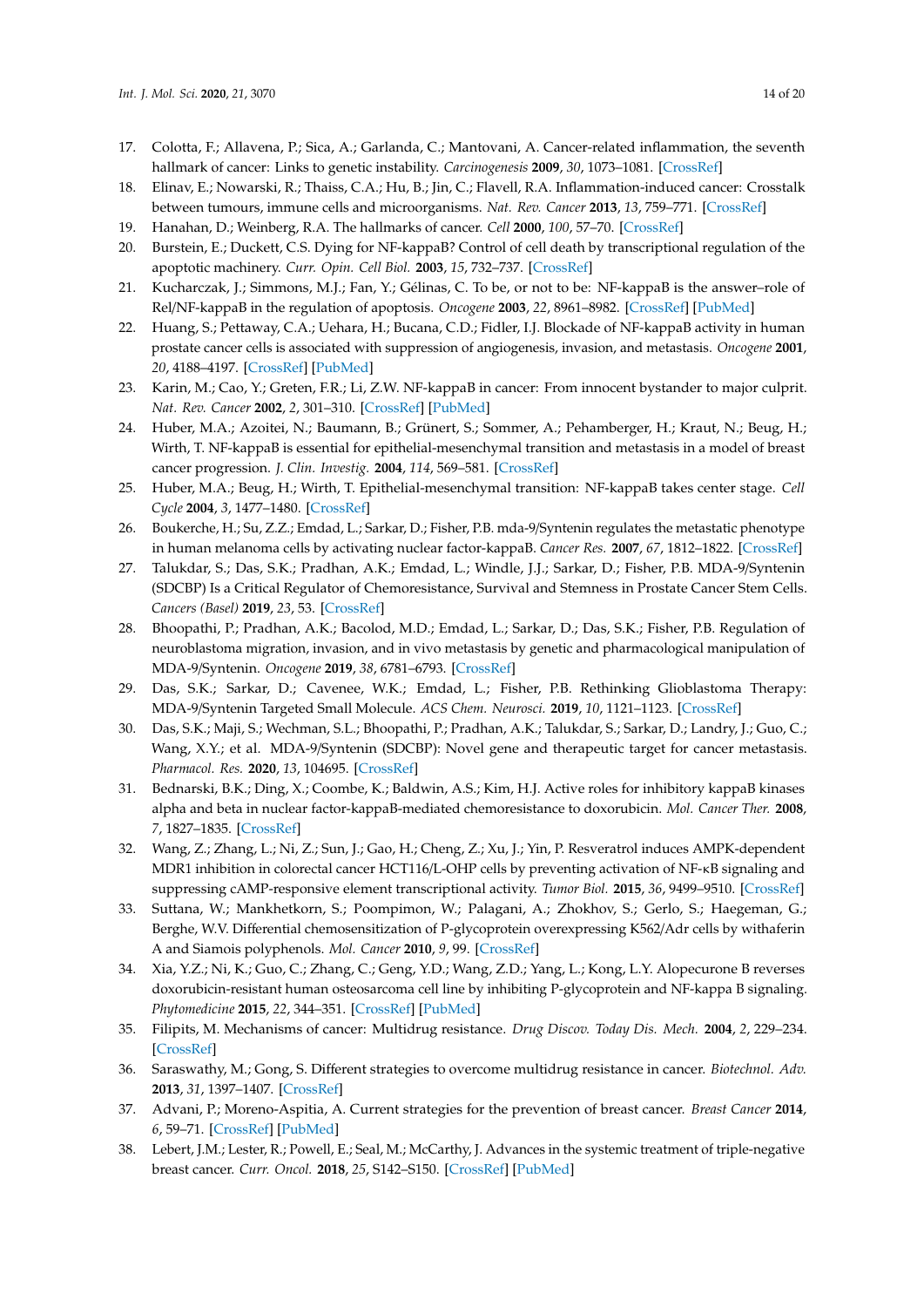17. Colotta, F.; Allavena, P.; Sica, A.; Garlanda, C.; Mantovani, A. Cancer-related inflammation, the seventh hallmark of cancer: Links to genetic instability. *Carcinogenesis* **2009**, *30*, 1073–1081. [CrossRef]
18. Elinav, E.; Nowarski, R.; Thaiss, C.A.; Hu, B.; Jin, C.; Flavell, R.A. Inflammation-induced cancer: Crosstalk between tumours, immune cells and microorganisms. *Nat. Rev. Cancer* **2013**, *13*, 759–771. [CrossRef]
19. Hanahan, D.; Weinberg, R.A. The hallmarks of cancer. *Cell* **2000**, *100*, 57–70. [CrossRef]
20. Burstein, E.; Duckett, C.S. Dying for NF-kappaB? Control of cell death by transcriptional regulation of the apoptotic machinery. *Curr. Opin. Cell Biol.* **2003**, *15*, 732–737. [CrossRef]
21. Kucharczak, J.; Simmons, M.J.; Fan, Y.; Gélinas, C. To be, or not to be: NF-kappaB is the answer–role of Rel/NF-kappaB in the regulation of apoptosis. *Oncogene* **2003**, *22*, 8961–8982. [CrossRef] [PubMed]
22. Huang, S.; Pettaway, C.A.; Uehara, H.; Bucana, C.D.; Fidler, I.J. Blockade of NF-kappaB activity in human prostate cancer cells is associated with suppression of angiogenesis, invasion, and metastasis. *Oncogene* **2001**, *20*, 4188–4197. [CrossRef] [PubMed]
23. Karin, M.; Cao, Y.; Greten, F.R.; Li, Z.W. NF-kappaB in cancer: From innocent bystander to major culprit. *Nat. Rev. Cancer* **2002**, *2*, 301–310. [CrossRef] [PubMed]
24. Huber, M.A.; Azoitei, N.; Baumann, B.; Grünert, S.; Sommer, A.; Pehamberger, H.; Kraut, N.; Beug, H.; Wirth, T. NF-kappaB is essential for epithelial-mesenchymal transition and metastasis in a model of breast cancer progression. *J. Clin. Investig.* **2004**, *114*, 569–581. [CrossRef]
25. Huber, M.A.; Beug, H.; Wirth, T. Epithelial-mesenchymal transition: NF-kappaB takes center stage. *Cell Cycle* **2004**, *3*, 1477–1480. [CrossRef]
26. Boukerche, H.; Su, Z.Z.; Emdad, L.; Sarkar, D.; Fisher, P.B. mda-9/Syntenin regulates the metastatic phenotype in human melanoma cells by activating nuclear factor-kappaB. *Cancer Res.* **2007**, *67*, 1812–1822. [CrossRef]
27. Talukdar, S.; Das, S.K.; Pradhan, A.K.; Emdad, L.; Windle, J.J.; Sarkar, D.; Fisher, P.B. MDA-9/Syntenin (SDCBP) Is a Critical Regulator of Chemoresistance, Survival and Stemness in Prostate Cancer Stem Cells. *Cancers (Basel)* **2019**, *23*, 53. [CrossRef]
28. Bhoopathi, P.; Pradhan, A.K.; Bacolod, M.D.; Emdad, L.; Sarkar, D.; Das, S.K.; Fisher, P.B. Regulation of neuroblastoma migration, invasion, and in vivo metastasis by genetic and pharmacological manipulation of MDA-9/Syntenin. *Oncogene* **2019**, *38*, 6781–6793. [CrossRef]
29. Das, S.K.; Sarkar, D.; Cavenee, W.K.; Emdad, L.; Fisher, P.B. Rethinking Glioblastoma Therapy: MDA-9/Syntenin Targeted Small Molecule. *ACS Chem. Neurosci.* **2019**, *10*, 1121–1123. [CrossRef]
30. Das, S.K.; Maji, S.; Wechman, S.L.; Bhoopathi, P.; Pradhan, A.K.; Talukdar, S.; Sarkar, D.; Landry, J.; Guo, C.; Wang, X.Y.; et al. MDA-9/Syntenin (SDCBP): Novel gene and therapeutic target for cancer metastasis. *Pharmacol. Res.* **2020**, *13*, 104695. [CrossRef]
31. Bednarski, B.K.; Ding, X.; Coombe, K.; Baldwin, A.S.; Kim, H.J. Active roles for inhibitory kappaB kinases alpha and beta in nuclear factor-kappaB-mediated chemoresistance to doxorubicin. *Mol. Cancer Ther.* **2008**, *7*, 1827–1835. [CrossRef]
32. Wang, Z.; Zhang, L.; Ni, Z.; Sun, J.; Gao, H.; Cheng, Z.; Xu, J.; Yin, P. Resveratrol induces AMPK-dependent MDR1 inhibition in colorectal cancer HCT116/L-OHP cells by preventing activation of NF-κB signaling and suppressing cAMP-responsive element transcriptional activity. *Tumor Biol.* **2015**, *36*, 9499–9510. [CrossRef]
33. Suttana, W.; Mankhetkorn, S.; Poompimon, W.; Palagani, A.; Zhokhov, S.; Gerlo, S.; Haegeman, G.; Berghe, W.V. Differential chemosensitization of P-glycoprotein overexpressing K562/Adr cells by withaferin A and Siamois polyphenols. *Mol. Cancer* **2010**, *9*, 99. [CrossRef]
34. Xia, Y.Z.; Ni, K.; Guo, C.; Zhang, C.; Geng, Y.D.; Wang, Z.D.; Yang, L.; Kong, L.Y. Alopecurone B reverses doxorubicin-resistant human osteosarcoma cell line by inhibiting P-glycoprotein and NF-kappa B signaling. *Phytomedicine* **2015**, *22*, 344–351. [CrossRef] [PubMed]
35. Filipits, M. Mechanisms of cancer: Multidrug resistance. *Drug Discov. Today Dis. Mech.* **2004**, *2*, 229–234. [CrossRef]
36. Saraswathy, M.; Gong, S. Different strategies to overcome multidrug resistance in cancer. *Biotechnol. Adv.* **2013**, *31*, 1397–1407. [CrossRef]
37. Advani, P.; Moreno-Aspitia, A. Current strategies for the prevention of breast cancer. *Breast Cancer* **2014**, *6*, 59–71. [CrossRef] [PubMed]
38. Lebert, J.M.; Lester, R.; Powell, E.; Seal, M.; McCarthy, J. Advances in the systemic treatment of triple-negative breast cancer. *Curr. Oncol.* **2018**, *25*, S142–S150. [CrossRef] [PubMed]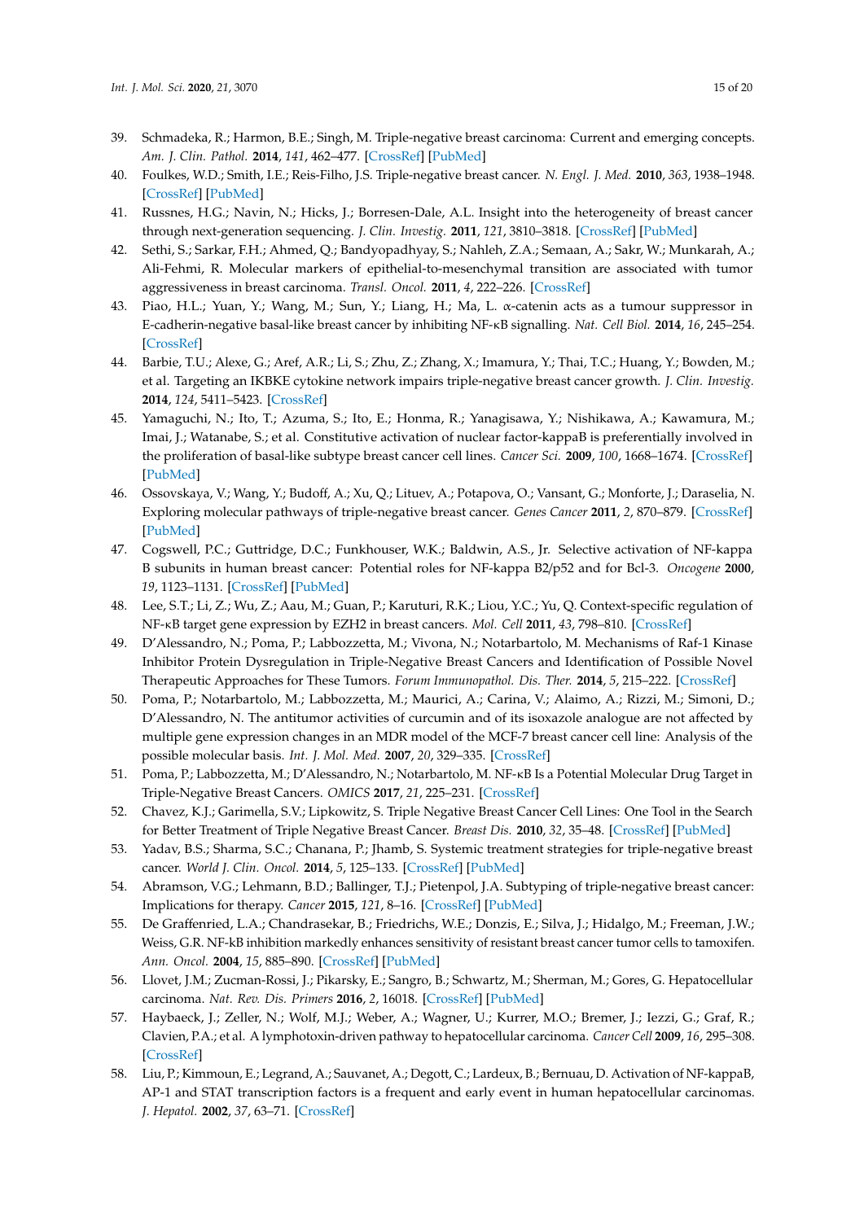39. Schmadeka, R.; Harmon, B.E.; Singh, M. Triple-negative breast carcinoma: Current and emerging concepts. *Am. J. Clin. Pathol.* **2014**, *141*, 462–477. [CrossRef] [PubMed]
40. Foulkes, W.D.; Smith, I.E.; Reis-Filho, J.S. Triple-negative breast cancer. *N. Engl. J. Med.* **2010**, *363*, 1938–1948. [CrossRef] [PubMed]
41. Russnes, H.G.; Navin, N.; Hicks, J.; Borresen-Dale, A.L. Insight into the heterogeneity of breast cancer through next-generation sequencing. *J. Clin. Investig.* **2011**, *121*, 3810–3818. [CrossRef] [PubMed]
42. Sethi, S.; Sarkar, F.H.; Ahmed, Q.; Bandyopadhyay, S.; Nahleh, Z.A.; Semaan, A.; Sakr, W.; Munkarah, A.; Ali-Fehmi, R. Molecular markers of epithelial-to-mesenchymal transition are associated with tumor aggressiveness in breast carcinoma. *Transl. Oncol.* **2011**, *4*, 222–226. [CrossRef]
43. Piao, H.L.; Yuan, Y.; Wang, M.; Sun, Y.; Liang, H.; Ma, L. α-catenin acts as a tumour suppressor in E-cadherin-negative basal-like breast cancer by inhibiting NF-κB signalling. *Nat. Cell Biol.* **2014**, *16*, 245–254. [CrossRef]
44. Barbie, T.U.; Alexe, G.; Aref, A.R.; Li, S.; Zhu, Z.; Zhang, X.; Imamura, Y.; Thai, T.C.; Huang, Y.; Bowden, M.; et al. Targeting an IKBKE cytokine network impairs triple-negative breast cancer growth. *J. Clin. Investig.* **2014**, *124*, 5411–5423. [CrossRef]
45. Yamaguchi, N.; Ito, T.; Azuma, S.; Ito, E.; Honma, R.; Yanagisawa, Y.; Nishikawa, A.; Kawamura, M.; Imai, J.; Watanabe, S.; et al. Constitutive activation of nuclear factor-kappaB is preferentially involved in the proliferation of basal-like subtype breast cancer cell lines. *Cancer Sci.* **2009**, *100*, 1668–1674. [CrossRef] [PubMed]
46. Ossovskaya, V.; Wang, Y.; Budoff, A.; Xu, Q.; Lituev, A.; Potapova, O.; Vansant, G.; Monforte, J.; Daraselia, N. Exploring molecular pathways of triple-negative breast cancer. *Genes Cancer* **2011**, *2*, 870–879. [CrossRef] [PubMed]
47. Cogswell, P.C.; Guttridge, D.C.; Funkhouser, W.K.; Baldwin, A.S., Jr. Selective activation of NF-kappa B subunits in human breast cancer: Potential roles for NF-kappa B2/p52 and for Bcl-3. *Oncogene* **2000**, *19*, 1123–1131. [CrossRef] [PubMed]
48. Lee, S.T.; Li, Z.; Wu, Z.; Aau, M.; Guan, P.; Karuturi, R.K.; Liou, Y.C.; Yu, Q. Context-specific regulation of NF-κB target gene expression by EZH2 in breast cancers. *Mol. Cell* **2011**, *43*, 798–810. [CrossRef]
49. D'Alessandro, N.; Poma, P.; Labbozzetta, M.; Vivona, N.; Notarbartolo, M. Mechanisms of Raf-1 Kinase Inhibitor Protein Dysregulation in Triple-Negative Breast Cancers and Identification of Possible Novel Therapeutic Approaches for These Tumors. *Forum Immunopathol. Dis. Ther.* **2014**, *5*, 215–222. [CrossRef]
50. Poma, P.; Notarbartolo, M.; Labbozzetta, M.; Maurici, A.; Carina, V.; Alaimo, A.; Rizzi, M.; Simoni, D.; D'Alessandro, N. The antitumor activities of curcumin and of its isoxazole analogue are not affected by multiple gene expression changes in an MDR model of the MCF-7 breast cancer cell line: Analysis of the possible molecular basis. *Int. J. Mol. Med.* **2007**, *20*, 329–335. [CrossRef]
51. Poma, P.; Labbozzetta, M.; D'Alessandro, N.; Notarbartolo, M. NF-κB Is a Potential Molecular Drug Target in Triple-Negative Breast Cancers. *OMICS* **2017**, *21*, 225–231. [CrossRef]
52. Chavez, K.J.; Garimella, S.V.; Lipkowitz, S. Triple Negative Breast Cancer Cell Lines: One Tool in the Search for Better Treatment of Triple Negative Breast Cancer. *Breast Dis.* **2010**, *32*, 35–48. [CrossRef] [PubMed]
53. Yadav, B.S.; Sharma, S.C.; Chanana, P.; Jhamb, S. Systemic treatment strategies for triple-negative breast cancer. *World J. Clin. Oncol.* **2014**, *5*, 125–133. [CrossRef] [PubMed]
54. Abramson, V.G.; Lehmann, B.D.; Ballinger, T.J.; Pietenpol, J.A. Subtyping of triple-negative breast cancer: Implications for therapy. *Cancer* **2015**, *121*, 8–16. [CrossRef] [PubMed]
55. De Graffenried, L.A.; Chandrasekar, B.; Friedrichs, W.E.; Donzis, E.; Silva, J.; Hidalgo, M.; Freeman, J.W.; Weiss, G.R. NF-kB inhibition markedly enhances sensitivity of resistant breast cancer tumor cells to tamoxifen. *Ann. Oncol.* **2004**, *15*, 885–890. [CrossRef] [PubMed]
56. Llovet, J.M.; Zucman-Rossi, J.; Pikarsky, E.; Sangro, B.; Schwartz, M.; Sherman, M.; Gores, G. Hepatocellular carcinoma. *Nat. Rev. Dis. Primers* **2016**, *2*, 16018. [CrossRef] [PubMed]
57. Haybaeck, J.; Zeller, N.; Wolf, M.J.; Weber, A.; Wagner, U.; Kurrer, M.O.; Bremer, J.; Iezzi, G.; Graf, R.; Clavien, P.A.; et al. A lymphotoxin-driven pathway to hepatocellular carcinoma. *Cancer Cell* **2009**, *16*, 295–308. [CrossRef]
58. Liu, P.; Kimmoun, E.; Legrand, A.; Sauvanet, A.; Degott, C.; Lardeux, B.; Bernuau, D. Activation of NF-kappaB, AP-1 and STAT transcription factors is a frequent and early event in human hepatocellular carcinomas. *J. Hepatol.* **2002**, *37*, 63–71. [CrossRef]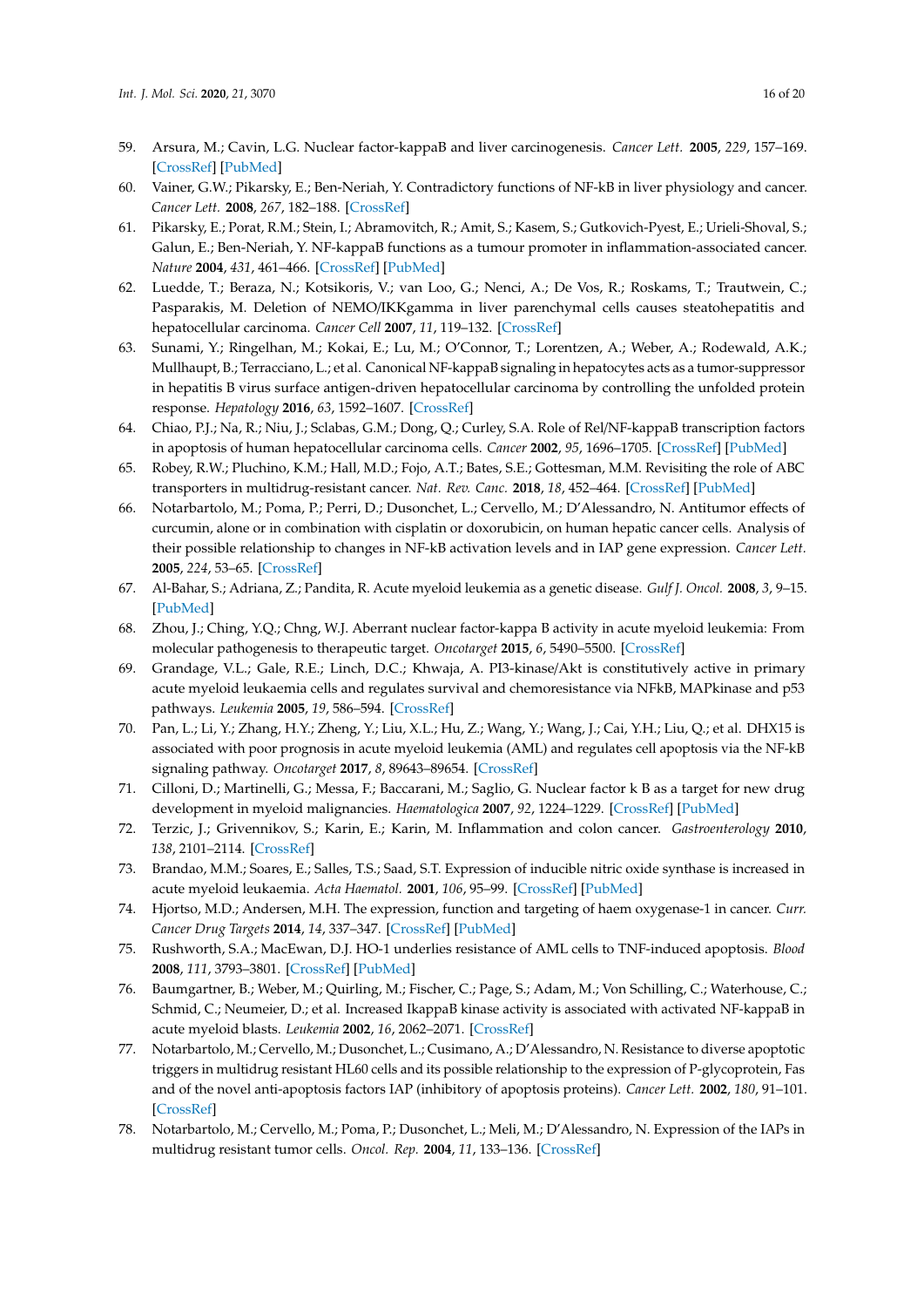59. Arsura, M.; Cavin, L.G. Nuclear factor-kappaB and liver carcinogenesis. *Cancer Lett.* **2005**, *229*, 157–169. [CrossRef] [PubMed]
60. Vainer, G.W.; Pikarsky, E.; Ben-Neriah, Y. Contradictory functions of NF-kB in liver physiology and cancer. *Cancer Lett.* **2008**, *267*, 182–188. [CrossRef]
61. Pikarsky, E.; Porat, R.M.; Stein, I.; Abramovitch, R.; Amit, S.; Kasem, S.; Gutkovich-Pyest, E.; Urieli-Shoval, S.; Galun, E.; Ben-Neriah, Y. NF-kappaB functions as a tumour promoter in inflammation-associated cancer. *Nature* **2004**, *431*, 461–466. [CrossRef] [PubMed]
62. Luedde, T.; Beraza, N.; Kotsikoris, V.; van Loo, G.; Nenci, A.; De Vos, R.; Roskams, T.; Trautwein, C.; Pasparakis, M. Deletion of NEMO/IKKgamma in liver parenchymal cells causes steatohepatitis and hepatocellular carcinoma. *Cancer Cell* **2007**, *11*, 119–132. [CrossRef]
63. Sunami, Y.; Ringelhan, M.; Kokai, E.; Lu, M.; O'Connor, T.; Lorentzen, A.; Weber, A.; Rodewald, A.K.; Mullhaupt, B.; Terracciano, L.; et al. Canonical NF-kappaB signaling in hepatocytes acts as a tumor-suppressor in hepatitis B virus surface antigen-driven hepatocellular carcinoma by controlling the unfolded protein response. *Hepatology* **2016**, *63*, 1592–1607. [CrossRef]
64. Chiao, P.J.; Na, R.; Niu, J.; Sclabas, G.M.; Dong, Q.; Curley, S.A. Role of Rel/NF-kappaB transcription factors in apoptosis of human hepatocellular carcinoma cells. *Cancer* **2002**, *95*, 1696–1705. [CrossRef] [PubMed]
65. Robey, R.W.; Pluchino, K.M.; Hall, M.D.; Fojo, A.T.; Bates, S.E.; Gottesman, M.M. Revisiting the role of ABC transporters in multidrug-resistant cancer. *Nat. Rev. Canc.* **2018**, *18*, 452–464. [CrossRef] [PubMed]
66. Notarbartolo, M.; Poma, P.; Perri, D.; Dusonchet, L.; Cervello, M.; D'Alessandro, N. Antitumor effects of curcumin, alone or in combination with cisplatin or doxorubicin, on human hepatic cancer cells. Analysis of their possible relationship to changes in NF-kB activation levels and in IAP gene expression. *Cancer Lett.* **2005**, *224*, 53–65. [CrossRef]
67. Al-Bahar, S.; Adriana, Z.; Pandita, R. Acute myeloid leukemia as a genetic disease. *Gulf J. Oncol.* **2008**, *3*, 9–15. [PubMed]
68. Zhou, J.; Ching, Y.Q.; Chng, W.J. Aberrant nuclear factor-kappa B activity in acute myeloid leukemia: From molecular pathogenesis to therapeutic target. *Oncotarget* **2015**, *6*, 5490–5500. [CrossRef]
69. Grandage, V.L.; Gale, R.E.; Linch, D.C.; Khwaja, A. PI3-kinase/Akt is constitutively active in primary acute myeloid leukaemia cells and regulates survival and chemoresistance via NFkB, MAPkinase and p53 pathways. *Leukemia* **2005**, *19*, 586–594. [CrossRef]
70. Pan, L.; Li, Y.; Zhang, H.Y.; Zheng, Y.; Liu, X.L.; Hu, Z.; Wang, Y.; Wang, J.; Cai, Y.H.; Liu, Q.; et al. DHX15 is associated with poor prognosis in acute myeloid leukemia (AML) and regulates cell apoptosis via the NF-kB signaling pathway. *Oncotarget* **2017**, *8*, 89643–89654. [CrossRef]
71. Cilloni, D.; Martinelli, G.; Messa, F.; Baccarani, M.; Saglio, G. Nuclear factor k B as a target for new drug development in myeloid malignancies. *Haematologica* **2007**, *92*, 1224–1229. [CrossRef] [PubMed]
72. Terzic, J.; Grivennikov, S.; Karin, E.; Karin, M. Inflammation and colon cancer. *Gastroenterology* **2010**, *138*, 2101–2114. [CrossRef]
73. Brandao, M.M.; Soares, E.; Salles, T.S.; Saad, S.T. Expression of inducible nitric oxide synthase is increased in acute myeloid leukaemia. *Acta Haematol.* **2001**, *106*, 95–99. [CrossRef] [PubMed]
74. Hjortso, M.D.; Andersen, M.H. The expression, function and targeting of haem oxygenase-1 in cancer. *Curr. Cancer Drug Targets* **2014**, *14*, 337–347. [CrossRef] [PubMed]
75. Rushworth, S.A.; MacEwan, D.J. HO-1 underlies resistance of AML cells to TNF-induced apoptosis. *Blood* **2008**, *111*, 3793–3801. [CrossRef] [PubMed]
76. Baumgartner, B.; Weber, M.; Quirling, M.; Fischer, C.; Page, S.; Adam, M.; Von Schilling, C.; Waterhouse, C.; Schmid, C.; Neumeier, D.; et al. Increased IkappaB kinase activity is associated with activated NF-kappaB in acute myeloid blasts. *Leukemia* **2002**, *16*, 2062–2071. [CrossRef]
77. Notarbartolo, M.; Cervello, M.; Dusonchet, L.; Cusimano, A.; D'Alessandro, N. Resistance to diverse apoptotic triggers in multidrug resistant HL60 cells and its possible relationship to the expression of P-glycoprotein, Fas and of the novel anti-apoptosis factors IAP (inhibitory of apoptosis proteins). *Cancer Lett.* **2002**, *180*, 91–101. [CrossRef]
78. Notarbartolo, M.; Cervello, M.; Poma, P.; Dusonchet, L.; Meli, M.; D'Alessandro, N. Expression of the IAPs in multidrug resistant tumor cells. *Oncol. Rep.* **2004**, *11*, 133–136. [CrossRef]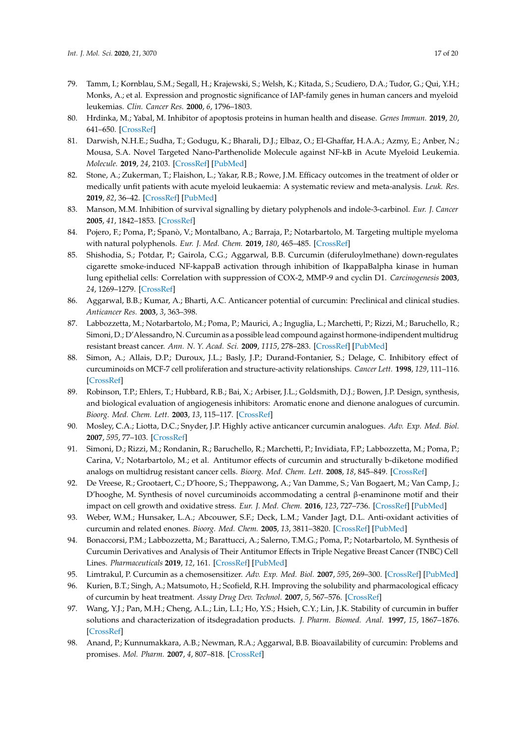79. Tamm, I.; Kornblau, S.M.; Segall, H.; Krajewski, S.; Welsh, K.; Kitada, S.; Scudiero, D.A.; Tudor, G.; Qui, Y.H.; Monks, A.; et al. Expression and prognostic significance of IAP-family genes in human cancers and myeloid leukemias. *Clin. Cancer Res.* **2000**, *6*, 1796–1803.
80. Hrdinka, M.; Yabal, M. Inhibitor of apoptosis proteins in human health and disease. *Genes Immun.* **2019**, *20*, 641–650. [CrossRef]
81. Darwish, N.H.E.; Sudha, T.; Godugu, K.; Bharali, D.J.; Elbaz, O.; El-Ghaffar, H.A.A.; Azmy, E.; Anber, N.; Mousa, S.A. Novel Targeted Nano-Parthenolide Molecule against NF-kB in Acute Myeloid Leukemia. *Molecule.* **2019**, *24*, 2103. [CrossRef] [PubMed]
82. Stone, A.; Zukerman, T.; Flaishon, L.; Yakar, R.B.; Rowe, J.M. Efficacy outcomes in the treatment of older or medically unfit patients with acute myeloid leukaemia: A systematic review and meta-analysis. *Leuk. Res.* **2019**, *82*, 36–42. [CrossRef] [PubMed]
83. Manson, M.M. Inhibition of survival signalling by dietary polyphenols and indole-3-carbinol. *Eur. J. Cancer* **2005**, *41*, 1842–1853. [CrossRef]
84. Pojero, F.; Poma, P.; Spanò, V.; Montalbano, A.; Barraja, P.; Notarbartolo, M. Targeting multiple myeloma with natural polyphenols. *Eur. J. Med. Chem.* **2019**, *180*, 465–485. [CrossRef]
85. Shishodia, S.; Potdar, P.; Gairola, C.G.; Aggarwal, B.B. Curcumin (diferuloylmethane) down-regulates cigarette smoke-induced NF-kappaB activation through inhibition of IkappaBalpha kinase in human lung epithelial cells: Correlation with suppression of COX-2, MMP-9 and cyclin D1. *Carcinogenesis* **2003**, *24*, 1269–1279. [CrossRef]
86. Aggarwal, B.B.; Kumar, A.; Bharti, A.C. Anticancer potential of curcumin: Preclinical and clinical studies. *Anticancer Res.* **2003**, *3*, 363–398.
87. Labbozzetta, M.; Notarbartolo, M.; Poma, P.; Maurici, A.; Inguglia, L.; Marchetti, P.; Rizzi, M.; Baruchello, R.; Simoni, D.; D'Alessandro, N. Curcumin as a possible lead compound against hormone-indipendent multidrug resistant breast cancer. *Ann. N. Y. Acad. Sci.* **2009**, *1115*, 278–283. [CrossRef] [PubMed]
88. Simon, A.; Allais, D.P.; Duroux, J.L.; Basly, J.P.; Durand-Fontanier, S.; Delage, C. Inhibitory effect of curcuminoids on MCF-7 cell proliferation and structure-activity relationships. *Cancer Lett.* **1998**, *129*, 111–116. [CrossRef]
89. Robinson, T.P.; Ehlers, T.; Hubbard, R.B.; Bai, X.; Arbiser, J.L.; Goldsmith, D.J.; Bowen, J.P. Design, synthesis, and biological evaluation of angiogenesis inhibitors: Aromatic enone and dienone analogues of curcumin. *Bioorg. Med. Chem. Lett.* **2003**, *13*, 115–117. [CrossRef]
90. Mosley, C.A.; Liotta, D.C.; Snyder, J.P. Highly active anticancer curcumin analogues. *Adv. Exp. Med. Biol.* **2007**, *595*, 77–103. [CrossRef]
91. Simoni, D.; Rizzi, M.; Rondanin, R.; Baruchello, R.; Marchetti, P.; Invidiata, F.P.; Labbozzetta, M.; Poma, P.; Carina, V.; Notarbartolo, M.; et al. Antitumor effects of curcumin and structurally b-diketone modified analogs on multidrug resistant cancer cells. *Bioorg. Med. Chem. Lett.* **2008**, *18*, 845–849. [CrossRef]
92. De Vreese, R.; Grootaert, C.; D'hoore, S.; Theppawong, A.; Van Damme, S.; Van Bogaert, M.; Van Camp, J.; D'hooghe, M. Synthesis of novel curcuminoids accommodating a central β-enaminone motif and their impact on cell growth and oxidative stress. *Eur. J. Med. Chem.* **2016**, *123*, 727–736. [CrossRef] [PubMed]
93. Weber, W.M.; Hunsaker, L.A.; Abcouwer, S.F.; Deck, L.M.; Vander Jagt, D.L. Anti-oxidant activities of curcumin and related enones. *Bioorg. Med. Chem.* **2005**, *13*, 3811–3820. [CrossRef] [PubMed]
94. Bonaccorsi, P.M.; Labbozzetta, M.; Barattucci, A.; Salerno, T.M.G.; Poma, P.; Notarbartolo, M. Synthesis of Curcumin Derivatives and Analysis of Their Antitumor Effects in Triple Negative Breast Cancer (TNBC) Cell Lines. *Pharmaceuticals* **2019**, *12*, 161. [CrossRef] [PubMed]
95. Limtrakul, P. Curcumin as a chemosensitizer. *Adv. Exp. Med. Biol.* **2007**, *595*, 269–300. [CrossRef] [PubMed]
96. Kurien, B.T.; Singh, A.; Matsumoto, H.; Scofield, R.H. Improving the solubility and pharmacological efficacy of curcumin by heat treatment. *Assay Drug Dev. Technol.* **2007**, *5*, 567–576. [CrossRef]
97. Wang, Y.J.; Pan, M.H.; Cheng, A.L.; Lin, L.I.; Ho, Y.S.; Hsieh, C.Y.; Lin, J.K. Stability of curcumin in buffer solutions and characterization of itsdegradation products. *J. Pharm. Biomed. Anal.* **1997**, *15*, 1867–1876. [CrossRef]
98. Anand, P.; Kunnumakkara, A.B.; Newman, R.A.; Aggarwal, B.B. Bioavailability of curcumin: Problems and promises. *Mol. Pharm.* **2007**, *4*, 807–818. [CrossRef]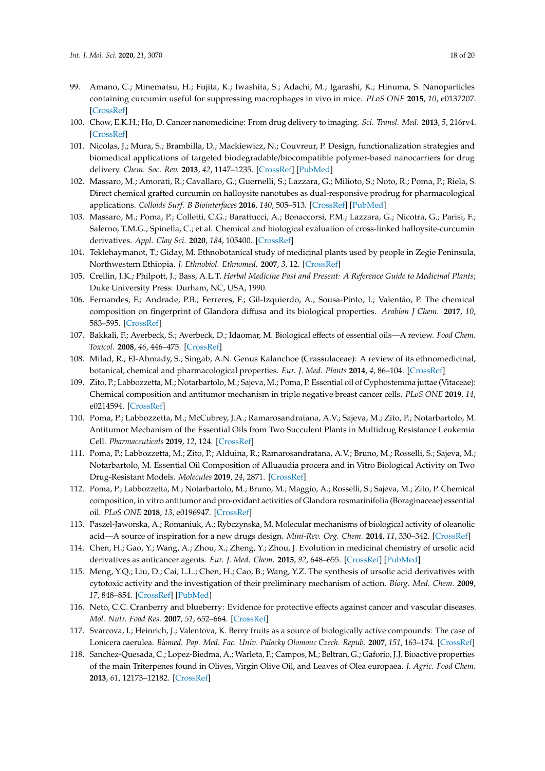99. Amano, C.; Minematsu, H.; Fujita, K.; Iwashita, S.; Adachi, M.; Igarashi, K.; Hinuma, S. Nanoparticles containing curcumin useful for suppressing macrophages in vivo in mice. *PLoS ONE* **2015**, *10*, e0137207. [CrossRef]
100. Chow, E.K.H.; Ho, D. Cancer nanomedicine: From drug delivery to imaging. *Sci. Transl. Med.* **2013**, *5*, 216rv4. [CrossRef]
101. Nicolas, J.; Mura, S.; Brambilla, D.; Mackiewicz, N.; Couvreur, P. Design, functionalization strategies and biomedical applications of targeted biodegradable/biocompatible polymer-based nanocarriers for drug delivery. *Chem. Soc. Rev.* **2013**, *42*, 1147–1235. [CrossRef] [PubMed]
102. Massaro, M.; Amorati, R.; Cavallaro, G.; Guernelli, S.; Lazzara, G.; Milioto, S.; Noto, R.; Poma, P.; Riela, S. Direct chemical grafted curcumin on halloysite nanotubes as dual-responsive prodrug for pharmacological applications. *Colloids Surf. B Biointerfaces* **2016**, *140*, 505–513. [CrossRef] [PubMed]
103. Massaro, M.; Poma, P.; Colletti, C.G.; Barattucci, A.; Bonaccorsi, P.M.; Lazzara, G.; Nicotra, G.; Parisi, F.; Salerno, T.M.G.; Spinella, C.; et al. Chemical and biological evaluation of cross-linked halloysite-curcumin derivatives. *Appl. Clay Sci.* **2020**, *184*, 105400. [CrossRef]
104. Teklehaymanot, T.; Giday, M. Ethnobotanical study of medicinal plants used by people in Zegie Peninsula, Northwestern Ethiopia. *J. Ethnobiol. Ethnomed.* **2007**, *3*, 12. [CrossRef]
105. Crellin, J.K.; Philpott, J.; Bass, A.L.T. *Herbal Medicine Past and Present: A Reference Guide to Medicinal Plants*; Duke University Press: Durham, NC, USA, 1990.
106. Fernandes, F.; Andrade, P.B.; Ferreres, F.; Gil-Izquierdo, A.; Sousa-Pinto, I.; Valentão, P. The chemical composition on fingerprint of Glandora diffusa and its biological properties. *Arabian J Chem.* **2017**, *10*, 583–595. [CrossRef]
107. Bakkali, F.; Averbeck, S.; Averbeck, D.; Idaomar, M. Biological effects of essential oils—A review. *Food Chem. Toxicol.* **2008**, *46*, 446–475. [CrossRef]
108. Milad, R.; El-Ahmady, S.; Singab, A.N. Genus Kalanchoe (Crassulaceae): A review of its ethnomedicinal, botanical, chemical and pharmacological properties. *Eur. J. Med. Plants* **2014**, *4*, 86–104. [CrossRef]
109. Zito, P.; Labbozzetta, M.; Notarbartolo, M.; Sajeva, M.; Poma, P. Essential oil of Cyphostemma juttae (Vitaceae): Chemical composition and antitumor mechanism in triple negative breast cancer cells. *PLoS ONE* **2019**, *14*, e0214594. [CrossRef]
110. Poma, P.; Labbozzetta, M.; McCubrey, J.A.; Ramarosandratana, A.V.; Sajeva, M.; Zito, P.; Notarbartolo, M. Antitumor Mechanism of the Essential Oils from Two Succulent Plants in Multidrug Resistance Leukemia Cell. *Pharmaceuticals* **2019**, *12*, 124. [CrossRef]
111. Poma, P.; Labbozzetta, M.; Zito, P.; Alduina, R.; Ramarosandratana, A.V.; Bruno, M.; Rosselli, S.; Sajeva, M.; Notarbartolo, M. Essential Oil Composition of Alluaudia procera and in Vitro Biological Activity on Two Drug-Resistant Models. *Molecules* **2019**, *24*, 2871. [CrossRef]
112. Poma, P.; Labbozzetta, M.; Notarbartolo, M.; Bruno, M.; Maggio, A.; Rosselli, S.; Sajeva, M.; Zito, P. Chemical composition, in vitro antitumor and pro-oxidant activities of Glandora rosmarinifolia (Boraginaceae) essential oil. *PLoS ONE* **2018**, *13*, e0196947. [CrossRef]
113. Paszel-Jaworska, A.; Romaniuk, A.; Rybczynska, M. Molecular mechanisms of biological activity of oleanolic acid—A source of inspiration for a new drugs design. *Mini-Rev. Org. Chem.* **2014**, *11*, 330–342. [CrossRef]
114. Chen, H.; Gao, Y.; Wang, A.; Zhou, X.; Zheng, Y.; Zhou, J. Evolution in medicinal chemistry of ursolic acid derivatives as anticancer agents. *Eur. J. Med. Chem.* **2015**, *92*, 648–655. [CrossRef] [PubMed]
115. Meng, Y.Q.; Liu, D.; Cai, L.L.; Chen, H.; Cao, B.; Wang, Y.Z. The synthesis of ursolic acid derivatives with cytotoxic activity and the investigation of their preliminary mechanism of action. *Biorg. Med. Chem.* **2009**, *17*, 848–854. [CrossRef] [PubMed]
116. Neto, C.C. Cranberry and blueberry: Evidence for protective effects against cancer and vascular diseases. *Mol. Nutr. Food Res.* **2007**, *51*, 652–664. [CrossRef]
117. Svarcova, I.; Heinrich, J.; Valentova, K. Berry fruits as a source of biologically active compounds: The case of Lonicera caerulea. *Biomed. Pap. Med. Fac. Univ. Palacky Olomouc Czech. Repub.* **2007**, *151*, 163–174. [CrossRef]
118. Sanchez-Quesada, C.; Lopez-Biedma, A.; Warleta, F.; Campos, M.; Beltran, G.; Gaforio, J.J. Bioactive properties of the main Triterpenes found in Olives, Virgin Olive Oil, and Leaves of Olea europaea. *J. Agric. Food Chem.* **2013**, *61*, 12173–12182. [CrossRef]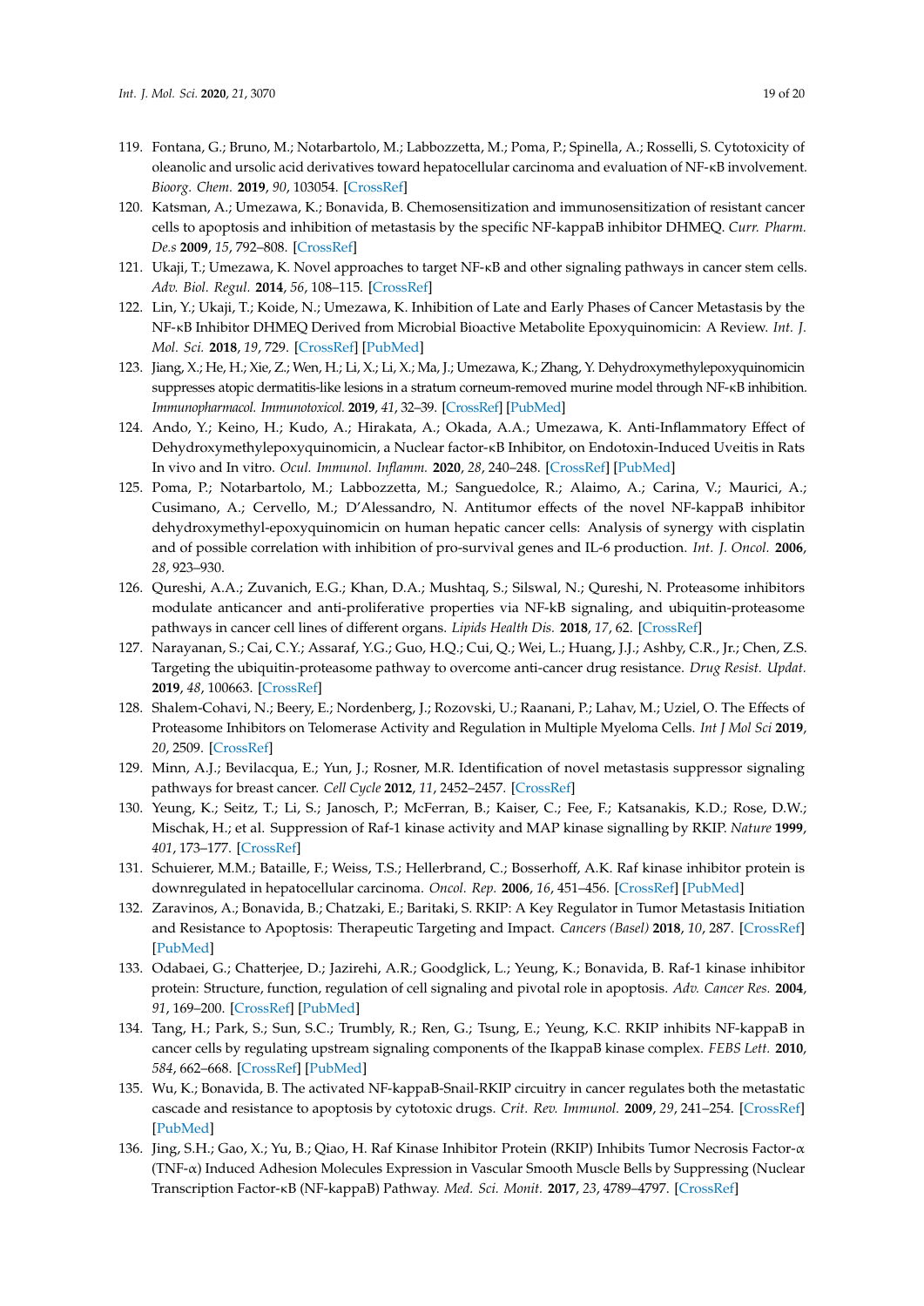119. Fontana, G.; Bruno, M.; Notarbartolo, M.; Labbozzetta, M.; Poma, P.; Spinella, A.; Rosselli, S. Cytotoxicity of oleanolic and ursolic acid derivatives toward hepatocellular carcinoma and evaluation of NF-κB involvement. *Bioorg. Chem.* **2019**, *90*, 103054. [CrossRef]
120. Katsman, A.; Umezawa, K.; Bonavida, B. Chemosensitization and immunosensitization of resistant cancer cells to apoptosis and inhibition of metastasis by the specific NF-kappaB inhibitor DHMEQ. *Curr. Pharm. De.s* **2009**, *15*, 792–808. [CrossRef]
121. Ukaji, T.; Umezawa, K. Novel approaches to target NF-κB and other signaling pathways in cancer stem cells. *Adv. Biol. Regul.* **2014**, *56*, 108–115. [CrossRef]
122. Lin, Y.; Ukaji, T.; Koide, N.; Umezawa, K. Inhibition of Late and Early Phases of Cancer Metastasis by the NF-κB Inhibitor DHMEQ Derived from Microbial Bioactive Metabolite Epoxyquinomicin: A Review. *Int. J. Mol. Sci.* **2018**, *19*, 729. [CrossRef] [PubMed]
123. Jiang, X.; He, H.; Xie, Z.; Wen, H.; Li, X.; Li, X.; Ma, J.; Umezawa, K.; Zhang, Y. Dehydroxymethylepoxyquinomicin suppresses atopic dermatitis-like lesions in a stratum corneum-removed murine model through NF-κB inhibition. *Immunopharmacol. Immunotoxicol.* **2019**, *41*, 32–39. [CrossRef] [PubMed]
124. Ando, Y.; Keino, H.; Kudo, A.; Hirakata, A.; Okada, A.A.; Umezawa, K. Anti-Inflammatory Effect of Dehydroxymethylepoxyquinomicin, a Nuclear factor-κB Inhibitor, on Endotoxin-Induced Uveitis in Rats In vivo and In vitro. *Ocul. Immunol. Inflamm.* **2020**, *28*, 240–248. [CrossRef] [PubMed]
125. Poma, P.; Notarbartolo, M.; Labbozzetta, M.; Sanguedolce, R.; Alaimo, A.; Carina, V.; Maurici, A.; Cusimano, A.; Cervello, M.; D'Alessandro, N. Antitumor effects of the novel NF-kappaB inhibitor dehydroxymethyl-epoxyquinomicin on human hepatic cancer cells: Analysis of synergy with cisplatin and of possible correlation with inhibition of pro-survival genes and IL-6 production. *Int. J. Oncol.* **2006**, *28*, 923–930.
126. Qureshi, A.A.; Zuvanich, E.G.; Khan, D.A.; Mushtaq, S.; Silswal, N.; Qureshi, N. Proteasome inhibitors modulate anticancer and anti-proliferative properties via NF-kB signaling, and ubiquitin-proteasome pathways in cancer cell lines of different organs. *Lipids Health Dis.* **2018**, *17*, 62. [CrossRef]
127. Narayanan, S.; Cai, C.Y.; Assaraf, Y.G.; Guo, H.Q.; Cui, Q.; Wei, L.; Huang, J.J.; Ashby, C.R., Jr.; Chen, Z.S. Targeting the ubiquitin-proteasome pathway to overcome anti-cancer drug resistance. *Drug Resist. Updat.* **2019**, *48*, 100663. [CrossRef]
128. Shalem-Cohavi, N.; Beery, E.; Nordenberg, J.; Rozovski, U.; Raanani, P.; Lahav, M.; Uziel, O. The Effects of Proteasome Inhibitors on Telomerase Activity and Regulation in Multiple Myeloma Cells. *Int J Mol Sci* **2019**, *20*, 2509. [CrossRef]
129. Minn, A.J.; Bevilacqua, E.; Yun, J.; Rosner, M.R. Identification of novel metastasis suppressor signaling pathways for breast cancer. *Cell Cycle* **2012**, *11*, 2452–2457. [CrossRef]
130. Yeung, K.; Seitz, T.; Li, S.; Janosch, P.; McFerran, B.; Kaiser, C.; Fee, F.; Katsanakis, K.D.; Rose, D.W.; Mischak, H.; et al. Suppression of Raf-1 kinase activity and MAP kinase signalling by RKIP. *Nature* **1999**, *401*, 173–177. [CrossRef]
131. Schuierer, M.M.; Bataille, F.; Weiss, T.S.; Hellerbrand, C.; Bosserhoff, A.K. Raf kinase inhibitor protein is downregulated in hepatocellular carcinoma. *Oncol. Rep.* **2006**, *16*, 451–456. [CrossRef] [PubMed]
132. Zaravinos, A.; Bonavida, B.; Chatzaki, E.; Baritaki, S. RKIP: A Key Regulator in Tumor Metastasis Initiation and Resistance to Apoptosis: Therapeutic Targeting and Impact. *Cancers (Basel)* **2018**, *10*, 287. [CrossRef] [PubMed]
133. Odabaei, G.; Chatterjee, D.; Jazirehi, A.R.; Goodglick, L.; Yeung, K.; Bonavida, B. Raf-1 kinase inhibitor protein: Structure, function, regulation of cell signaling and pivotal role in apoptosis. *Adv. Cancer Res.* **2004**, *91*, 169–200. [CrossRef] [PubMed]
134. Tang, H.; Park, S.; Sun, S.C.; Trumbly, R.; Ren, G.; Tsung, E.; Yeung, K.C. RKIP inhibits NF-kappaB in cancer cells by regulating upstream signaling components of the IkappaB kinase complex. *FEBS Lett.* **2010**, *584*, 662–668. [CrossRef] [PubMed]
135. Wu, K.; Bonavida, B. The activated NF-kappaB-Snail-RKIP circuitry in cancer regulates both the metastatic cascade and resistance to apoptosis by cytotoxic drugs. *Crit. Rev. Immunol.* **2009**, *29*, 241–254. [CrossRef] [PubMed]
136. Jing, S.H.; Gao, X.; Yu, B.; Qiao, H. Raf Kinase Inhibitor Protein (RKIP) Inhibits Tumor Necrosis Factor-α (TNF-α) Induced Adhesion Molecules Expression in Vascular Smooth Muscle Bells by Suppressing (Nuclear Transcription Factor-κB (NF-kappaB) Pathway. *Med. Sci. Monit.* **2017**, *23*, 4789–4797. [CrossRef]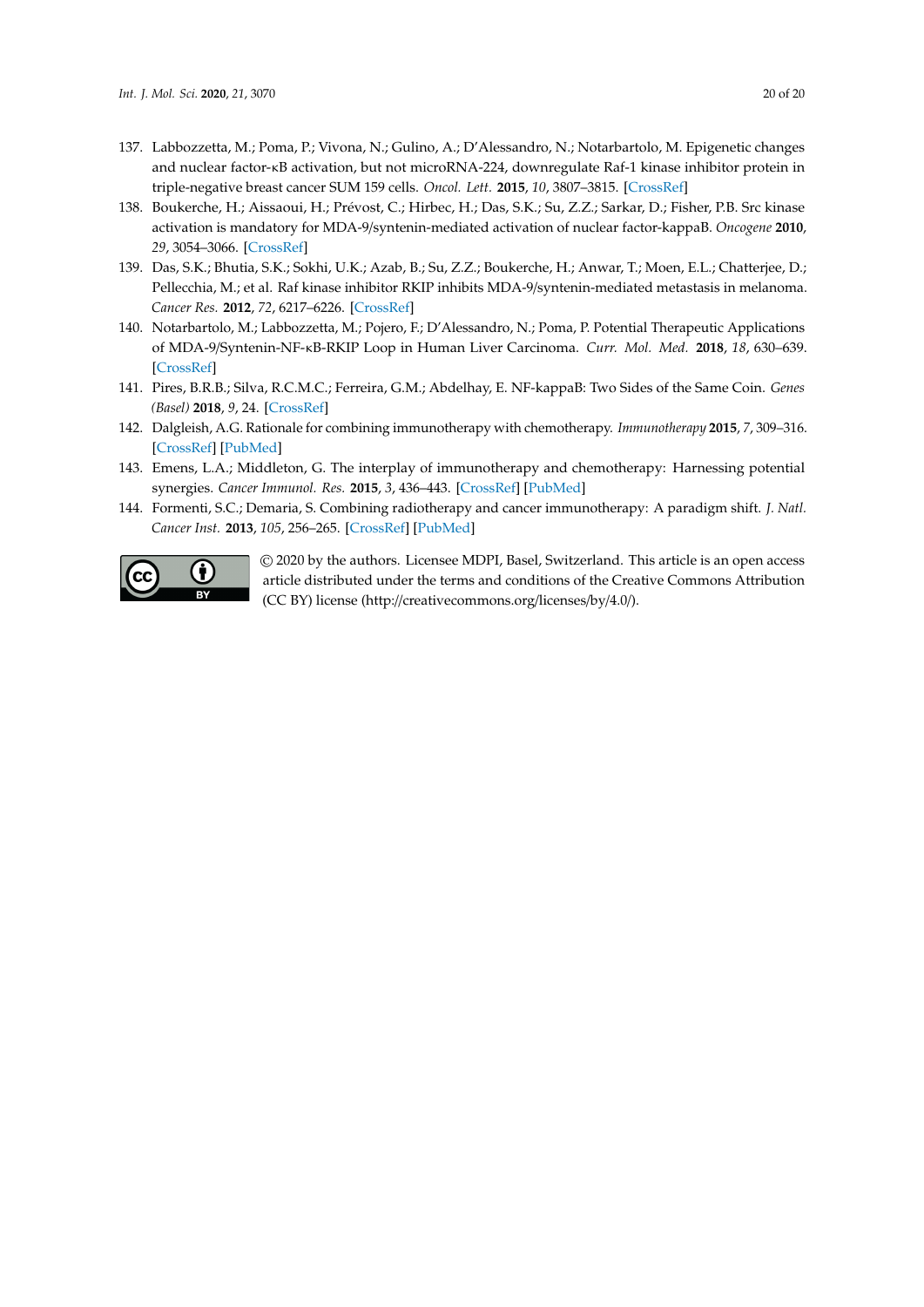137. Labbozzetta, M.; Poma, P.; Vivona, N.; Gulino, A.; D'Alessandro, N.; Notarbartolo, M. Epigenetic changes and nuclear factor-κB activation, but not microRNA-224, downregulate Raf-1 kinase inhibitor protein in triple-negative breast cancer SUM 159 cells. *Oncol. Lett.* **2015**, *10*, 3807–3815. [CrossRef]
138. Boukerche, H.; Aissaoui, H.; Prévost, C.; Hirbec, H.; Das, S.K.; Su, Z.Z.; Sarkar, D.; Fisher, P.B. Src kinase activation is mandatory for MDA-9/syntenin-mediated activation of nuclear factor-kappaB. *Oncogene* **2010**, *29*, 3054–3066. [CrossRef]
139. Das, S.K.; Bhutia, S.K.; Sokhi, U.K.; Azab, B.; Su, Z.Z.; Boukerche, H.; Anwar, T.; Moen, E.L.; Chatterjee, D.; Pellecchia, M.; et al. Raf kinase inhibitor RKIP inhibits MDA-9/syntenin-mediated metastasis in melanoma. *Cancer Res.* **2012**, *72*, 6217–6226. [CrossRef]
140. Notarbartolo, M.; Labbozzetta, M.; Pojero, F.; D'Alessandro, N.; Poma, P. Potential Therapeutic Applications of MDA-9/Syntenin-NF-κB-RKIP Loop in Human Liver Carcinoma. *Curr. Mol. Med.* **2018**, *18*, 630–639. [CrossRef]
141. Pires, B.R.B.; Silva, R.C.M.C.; Ferreira, G.M.; Abdelhay, E. NF-kappaB: Two Sides of the Same Coin. *Genes (Basel)* **2018**, *9*, 24. [CrossRef]
142. Dalgleish, A.G. Rationale for combining immunotherapy with chemotherapy. *Immunotherapy* **2015**, *7*, 309–316. [CrossRef] [PubMed]
143. Emens, L.A.; Middleton, G. The interplay of immunotherapy and chemotherapy: Harnessing potential synergies. *Cancer Immunol. Res.* **2015**, *3*, 436–443. [CrossRef] [PubMed]
144. Formenti, S.C.; Demaria, S. Combining radiotherapy and cancer immunotherapy: A paradigm shift. *J. Natl. Cancer Inst.* **2013**, *105*, 256–265. [CrossRef] [PubMed]

© 2020 by the authors. Licensee MDPI, Basel, Switzerland. This article is an open access article distributed under the terms and conditions of the Creative Commons Attribution (CC BY) license (http://creativecommons.org/licenses/by/4.0/).